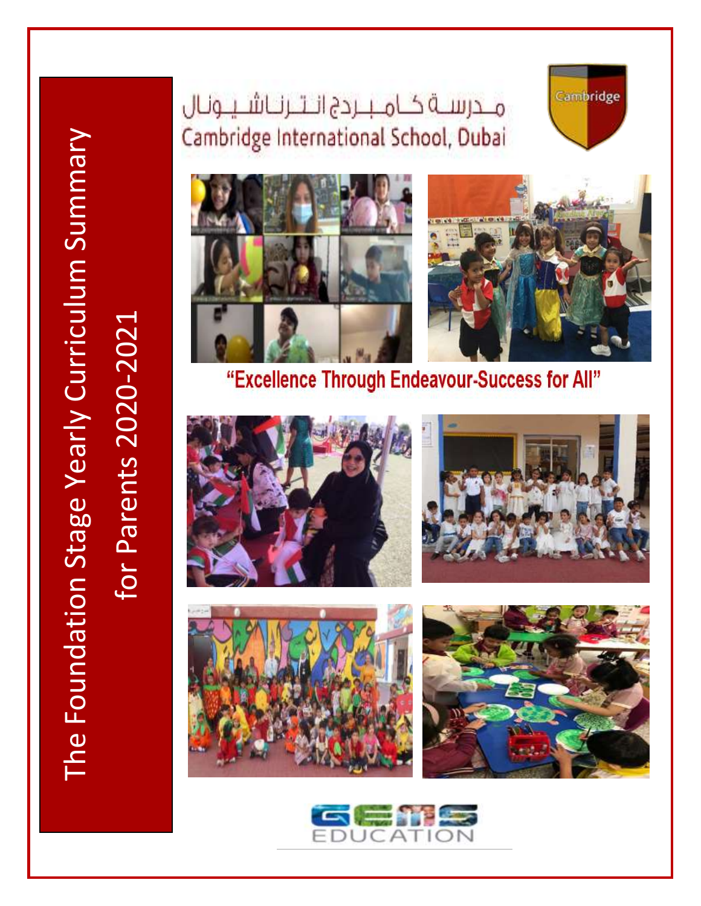# The Foundation Stage Yearly Curriculum Summary for Parents 2020-2021

مدرسة كامبردج انترناشيونال

Cambridge International School, Dubai

Cambridge

**"Excellence Through Endeavour-Success for All"**

GEMS EDUCATION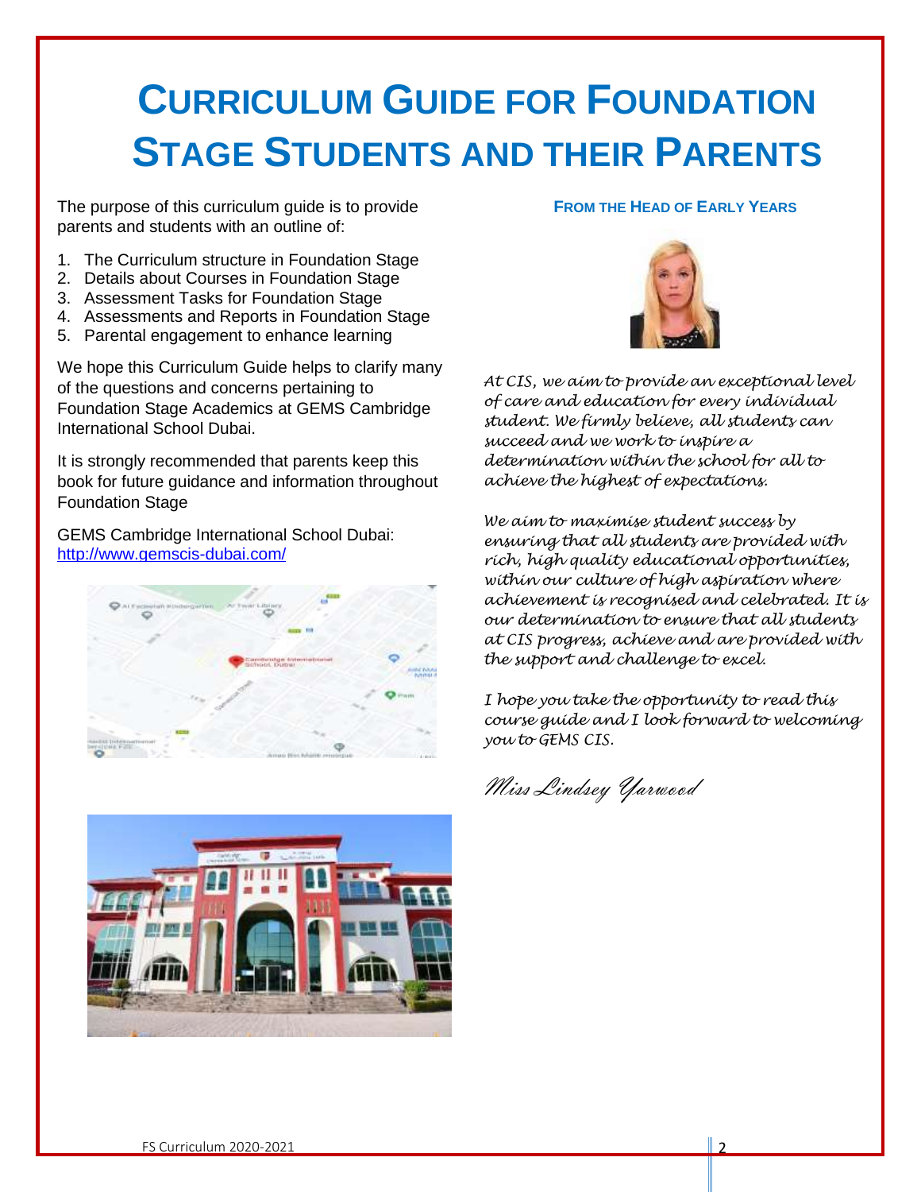# Curriculum Guide for Foundation Stage Students and their Parents

The purpose of this curriculum guide is to provide parents and students with an outline of:

1. The Curriculum structure in Foundation Stage
2. Details about Courses in Foundation Stage
3. Assessment Tasks for Foundation Stage
4. Assessments and Reports in Foundation Stage
5. Parental engagement to enhance learning

We hope this Curriculum Guide helps to clarify many of the questions and concerns pertaining to Foundation Stage Academics at GEMS Cambridge International School Dubai.

It is strongly recommended that parents keep this book for future guidance and information throughout Foundation Stage

GEMS Cambridge International School Dubai: [http://www.gemscis-dubai.com/](http://www.gemscis-dubai.com/)

## From the Head of Early Years

*At CIS, we aim to provide an exceptional level of care and education for every individual student. We firmly believe, all students can succeed and we work to inspire a determination within the school for all to achieve the highest of expectations.*

*We aim to maximise student success by ensuring that all students are provided with rich, high quality educational opportunities, within our culture of high aspiration where achievement is recognised and celebrated. It is our determination to ensure that all students at CIS progress, achieve and are provided with the support and challenge to excel.*

*I hope you take the opportunity to read this course guide and I look forward to welcoming you to GEMS CIS.*

*Miss Lindsey Yarwood*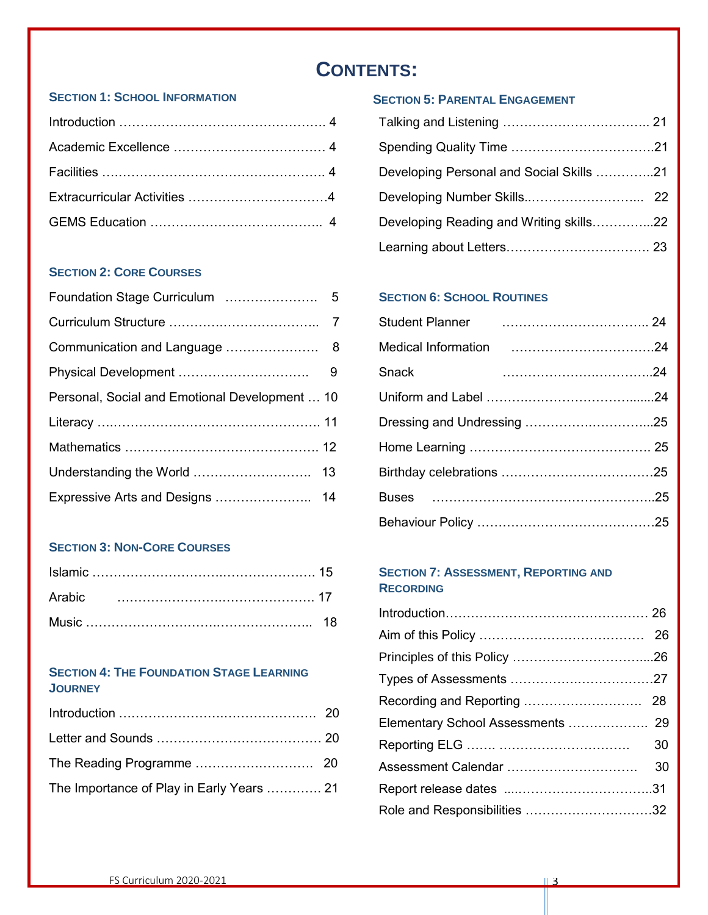# CONTENTS:

## SECTION 1: SCHOOL INFORMATION

Introduction …………………………………………. 4

Academic Excellence ……………………………… 4

Facilities ……………………………………………. 4

Extracurricular Activities ……………………………4

GEMS Education ………………………………….. 4

## SECTION 2: CORE COURSES

Foundation Stage Curriculum …………………. 5

Curriculum Structure …………………………….. 7

Communication and Language …………………. 8

Physical Development …………………………. 9

Personal, Social and Emotional Development … 10

Literacy …………………………………………… 11

Mathematics ……………………………………… 12

Understanding the World ………………………. 13

Expressive Arts and Designs …………………. 14

## SECTION 3: NON-CORE COURSES

Islamic …………………………………………… 15

Arabic ……………………………………… 17

Music ……………………………………………. 18

## SECTION 4: THE FOUNDATION STAGE LEARNING JOURNEY

Introduction …………………………………….. 20

Letter and Sounds ……………………………… 20

The Reading Programme ………………………. 20

The Importance of Play in Early Years …………. 21

## SECTION 5: PARENTAL ENGAGEMENT

Talking and Listening …………………………….. 21

Spending Quality Time …………………………….21

Developing Personal and Social Skills …………..21

Developing Number Skills..……………………... 22

Developing Reading and Writing skills…………...22

Learning about Letters……………………………. 23

## SECTION 6: SCHOOL ROUTINES

Student Planner …………………………….. 24

Medical Information …………………………….24

Snack ……………………………..24

Uniform and Label ………………………………....24

Dressing and Undressing ………………………...25

Home Learning ……………………………………. 25

Birthday celebrations ………………………………25

Buses ……………………………………………...25

Behaviour Policy ……………………………………25

## SECTION 7: ASSESSMENT, REPORTING AND RECORDING

Introduction………………………………………… 26

Aim of this Policy ………………………………… 26

Principles of this Policy …………………………....26

Types of Assessments ……………………………27

Recording and Reporting ……………………… 28

Elementary School Assessments ………………. 29

Reporting ELG ……. …………………………. 30

Assessment Calendar …………………………. 30

Report release dates ...…………………………..31

Role and Responsibilities …………………………32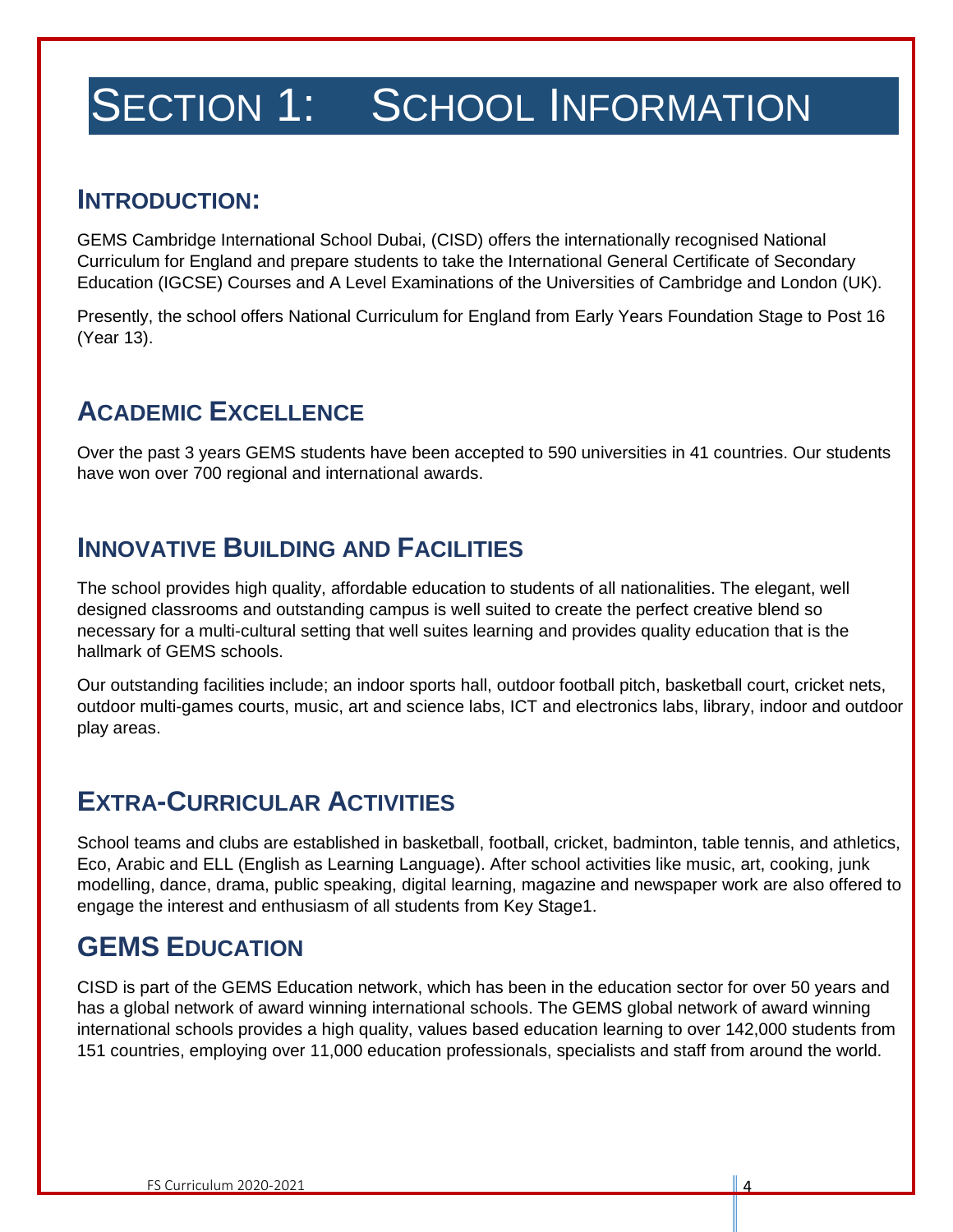# Section 1: School Information

## Introduction:

GEMS Cambridge International School Dubai, (CISD) offers the internationally recognised National Curriculum for England and prepare students to take the International General Certificate of Secondary Education (IGCSE) Courses and A Level Examinations of the Universities of Cambridge and London (UK).

Presently, the school offers National Curriculum for England from Early Years Foundation Stage to Post 16 (Year 13).

## Academic Excellence

Over the past 3 years GEMS students have been accepted to 590 universities in 41 countries. Our students have won over 700 regional and international awards.

## Innovative Building and Facilities

The school provides high quality, affordable education to students of all nationalities. The elegant, well designed classrooms and outstanding campus is well suited to create the perfect creative blend so necessary for a multi-cultural setting that well suites learning and provides quality education that is the hallmark of GEMS schools.

Our outstanding facilities include; an indoor sports hall, outdoor football pitch, basketball court, cricket nets, outdoor multi-games courts, music, art and science labs, ICT and electronics labs, library, indoor and outdoor play areas.

## Extra-Curricular Activities

School teams and clubs are established in basketball, football, cricket, badminton, table tennis, and athletics, Eco, Arabic and ELL (English as Learning Language). After school activities like music, art, cooking, junk modelling, dance, drama, public speaking, digital learning, magazine and newspaper work are also offered to engage the interest and enthusiasm of all students from Key Stage1.

## GEMS Education

CISD is part of the GEMS Education network, which has been in the education sector for over 50 years and has a global network of award winning international schools. The GEMS global network of award winning international schools provides a high quality, values based education learning to over 142,000 students from 151 countries, employing over 11,000 education professionals, specialists and staff from around the world.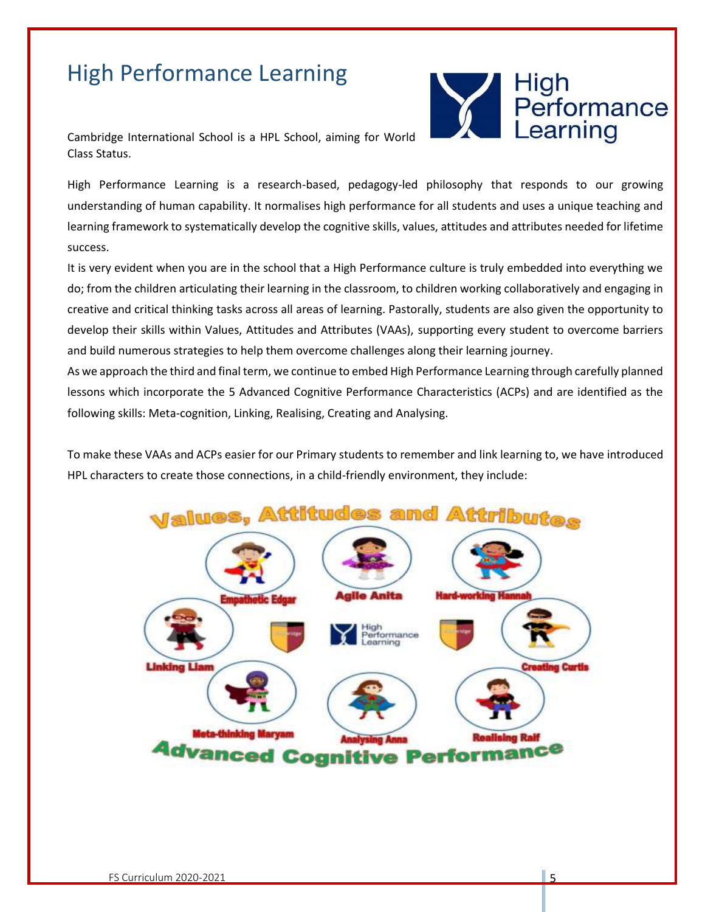# High Performance Learning

Cambridge International School is a HPL School, aiming for World Class Status.

High Performance Learning is a research-based, pedagogy-led philosophy that responds to our growing understanding of human capability. It normalises high performance for all students and uses a unique teaching and learning framework to systematically develop the cognitive skills, values, attitudes and attributes needed for lifetime success.

It is very evident when you are in the school that a High Performance culture is truly embedded into everything we do; from the children articulating their learning in the classroom, to children working collaboratively and engaging in creative and critical thinking tasks across all areas of learning. Pastorally, students are also given the opportunity to develop their skills within Values, Attitudes and Attributes (VAAs), supporting every student to overcome barriers and build numerous strategies to help them overcome challenges along their learning journey.

As we approach the third and final term, we continue to embed High Performance Learning through carefully planned lessons which incorporate the 5 Advanced Cognitive Performance Characteristics (ACPs) and are identified as the following skills: Meta-cognition, Linking, Realising, Creating and Analysing.

To make these VAAs and ACPs easier for our Primary students to remember and link learning to, we have introduced HPL characters to create those connections, in a child-friendly environment, they include:

**Values, Attitudes and Attributes**

- Empathetic Edgar
- Agile Anita
- Hard-working Hannah

**Advanced Cognitive Performance**

- Linking Liam
- Creating Curtis
- Meta-thinking Maryam
- Analysing Anna
- Realising Ralf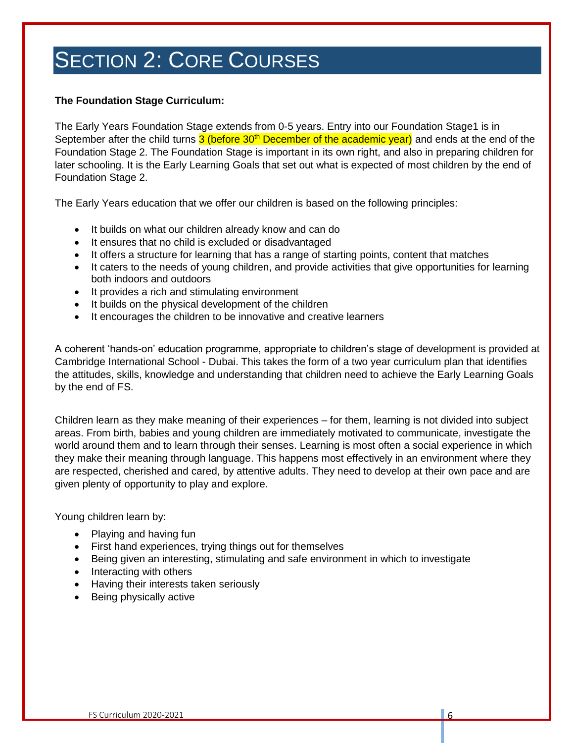# Section 2: Core Courses

**The Foundation Stage Curriculum:**

The Early Years Foundation Stage extends from 0-5 years. Entry into our Foundation Stage1 is in September after the child turns 3 (before 30th December of the academic year) and ends at the end of the Foundation Stage 2. The Foundation Stage is important in its own right, and also in preparing children for later schooling. It is the Early Learning Goals that set out what is expected of most children by the end of Foundation Stage 2.

The Early Years education that we offer our children is based on the following principles:

- It builds on what our children already know and can do
- It ensures that no child is excluded or disadvantaged
- It offers a structure for learning that has a range of starting points, content that matches
- It caters to the needs of young children, and provide activities that give opportunities for learning both indoors and outdoors
- It provides a rich and stimulating environment
- It builds on the physical development of the children
- It encourages the children to be innovative and creative learners

A coherent 'hands-on' education programme, appropriate to children's stage of development is provided at Cambridge International School - Dubai. This takes the form of a two year curriculum plan that identifies the attitudes, skills, knowledge and understanding that children need to achieve the Early Learning Goals by the end of FS.

Children learn as they make meaning of their experiences – for them, learning is not divided into subject areas. From birth, babies and young children are immediately motivated to communicate, investigate the world around them and to learn through their senses. Learning is most often a social experience in which they make their meaning through language. This happens most effectively in an environment where they are respected, cherished and cared, by attentive adults. They need to develop at their own pace and are given plenty of opportunity to play and explore.

Young children learn by:

- Playing and having fun
- First hand experiences, trying things out for themselves
- Being given an interesting, stimulating and safe environment in which to investigate
- Interacting with others
- Having their interests taken seriously
- Being physically active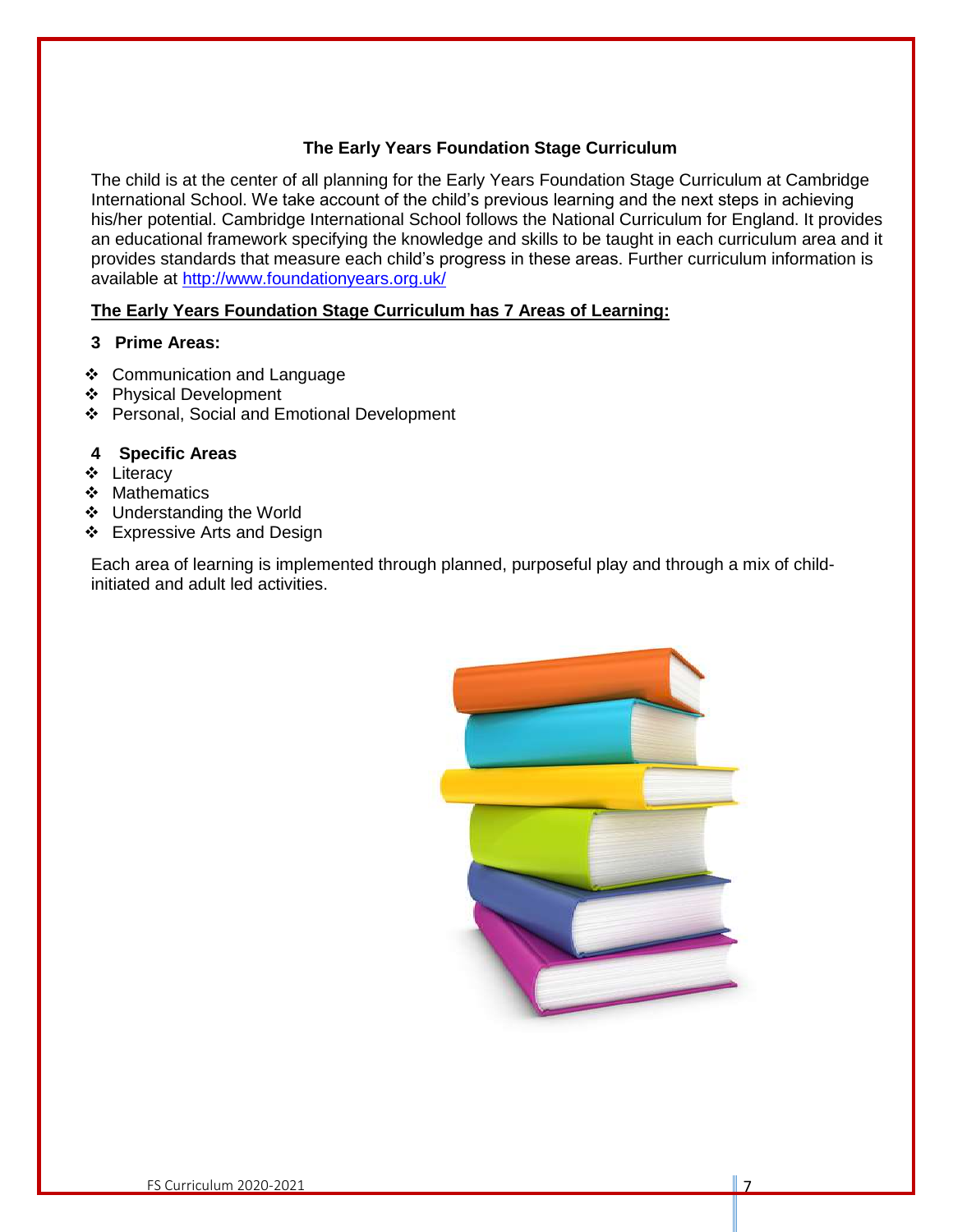## The Early Years Foundation Stage Curriculum

The child is at the center of all planning for the Early Years Foundation Stage Curriculum at Cambridge International School. We take account of the child's previous learning and the next steps in achieving his/her potential. Cambridge International School follows the National Curriculum for England. It provides an educational framework specifying the knowledge and skills to be taught in each curriculum area and it provides standards that measure each child's progress in these areas. Further curriculum information is available at http://www.foundationyears.org.uk/

**The Early Years Foundation Stage Curriculum has 7 Areas of Learning:**

**3 Prime Areas:**

- Communication and Language
- Physical Development
- Personal, Social and Emotional Development

**4 Specific Areas**

- Literacy
- Mathematics
- Understanding the World
- Expressive Arts and Design

Each area of learning is implemented through planned, purposeful play and through a mix of child-initiated and adult led activities.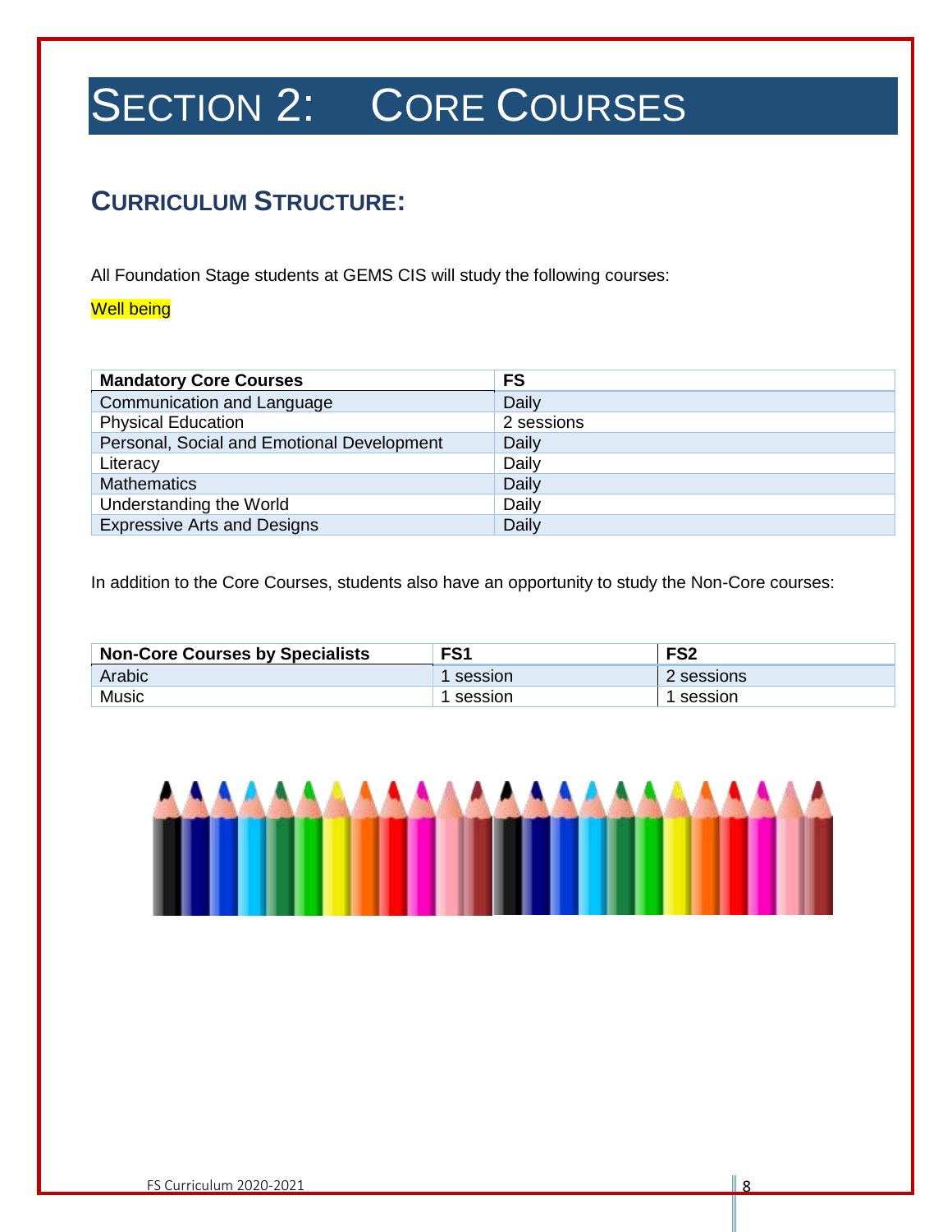# SECTION 2: CORE COURSES

## CURRICULUM STRUCTURE:

All Foundation Stage students at GEMS CIS will study the following courses:

Well being

| Mandatory Core Courses | FS |
|---|---|
| Communication and Language | Daily |
| Physical Education | 2 sessions |
| Personal, Social and Emotional Development | Daily |
| Literacy | Daily |
| Mathematics | Daily |
| Understanding the World | Daily |
| Expressive Arts and Designs | Daily |

In addition to the Core Courses, students also have an opportunity to study the Non-Core courses:

| Non-Core Courses by Specialists | FS1 | FS2 |
|---|---|---|
| Arabic | 1 session | 2 sessions |
| Music | 1 session | 1 session |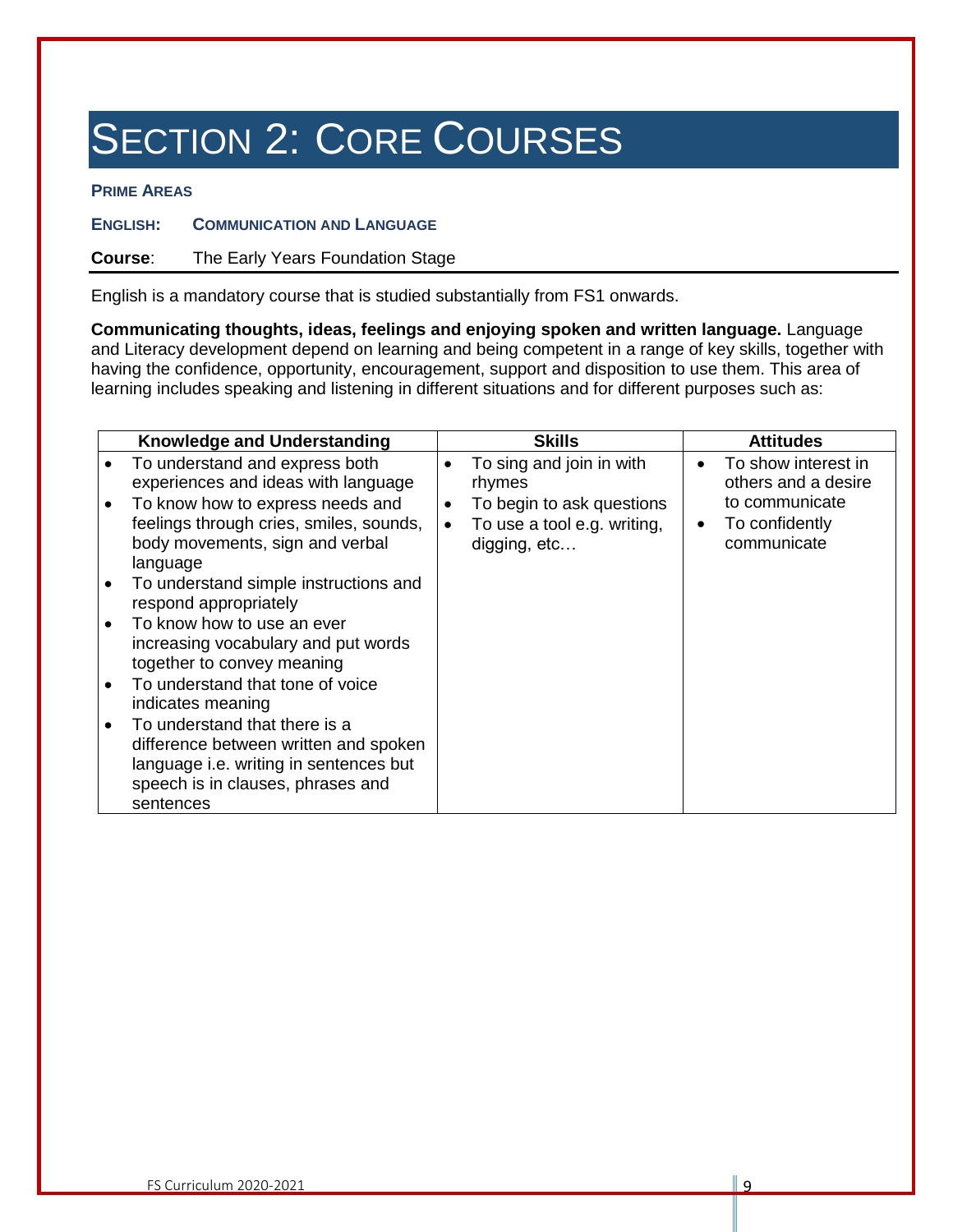# SECTION 2: CORE COURSES

**PRIME AREAS**

**ENGLISH: COMMUNICATION AND LANGUAGE**

**Course**: The Early Years Foundation Stage

English is a mandatory course that is studied substantially from FS1 onwards.

**Communicating thoughts, ideas, feelings and enjoying spoken and written language.** Language and Literacy development depend on learning and being competent in a range of key skills, together with having the confidence, opportunity, encouragement, support and disposition to use them. This area of learning includes speaking and listening in different situations and for different purposes such as:

| Knowledge and Understanding | Skills | Attitudes |
| --- | --- | --- |
| • To understand and express both experiences and ideas with language<br>• To know how to express needs and feelings through cries, smiles, sounds, body movements, sign and verbal language<br>• To understand simple instructions and respond appropriately<br>• To know how to use an ever increasing vocabulary and put words together to convey meaning<br>• To understand that tone of voice indicates meaning<br>• To understand that there is a difference between written and spoken language i.e. writing in sentences but speech is in clauses, phrases and sentences | • To sing and join in with rhymes<br>• To begin to ask questions<br>• To use a tool e.g. writing, digging, etc… | • To show interest in others and a desire to communicate<br>• To confidently communicate |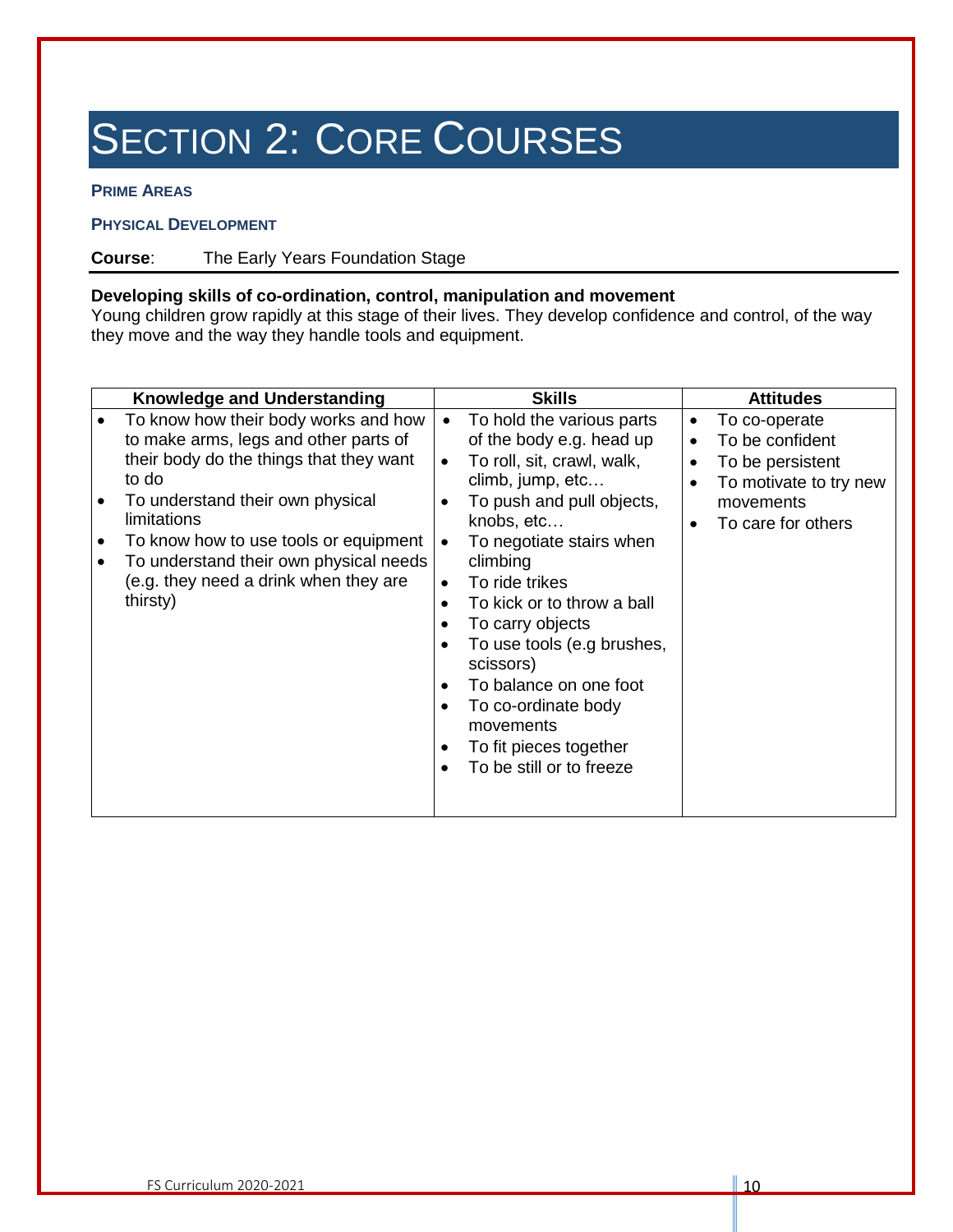# Section 2: Core Courses

### Prime Areas

### Physical Development

**Course**: The Early Years Foundation Stage

**Developing skills of co-ordination, control, manipulation and movement**
Young children grow rapidly at this stage of their lives. They develop confidence and control, of the way they move and the way they handle tools and equipment.

| Knowledge and Understanding | Skills | Attitudes |
|---|---|---|
| • To know how their body works and how to make arms, legs and other parts of their body do the things that they want to do<br>• To understand their own physical limitations<br>• To know how to use tools or equipment<br>• To understand their own physical needs (e.g. they need a drink when they are thirsty) | • To hold the various parts of the body e.g. head up<br>• To roll, sit, crawl, walk, climb, jump, etc…<br>• To push and pull objects, knobs, etc…<br>• To negotiate stairs when climbing<br>• To ride trikes<br>• To kick or to throw a ball<br>• To carry objects<br>• To use tools (e.g brushes, scissors)<br>• To balance on one foot<br>• To co-ordinate body movements<br>• To fit pieces together<br>• To be still or to freeze | • To co-operate<br>• To be confident<br>• To be persistent<br>• To motivate to try new movements<br>• To care for others |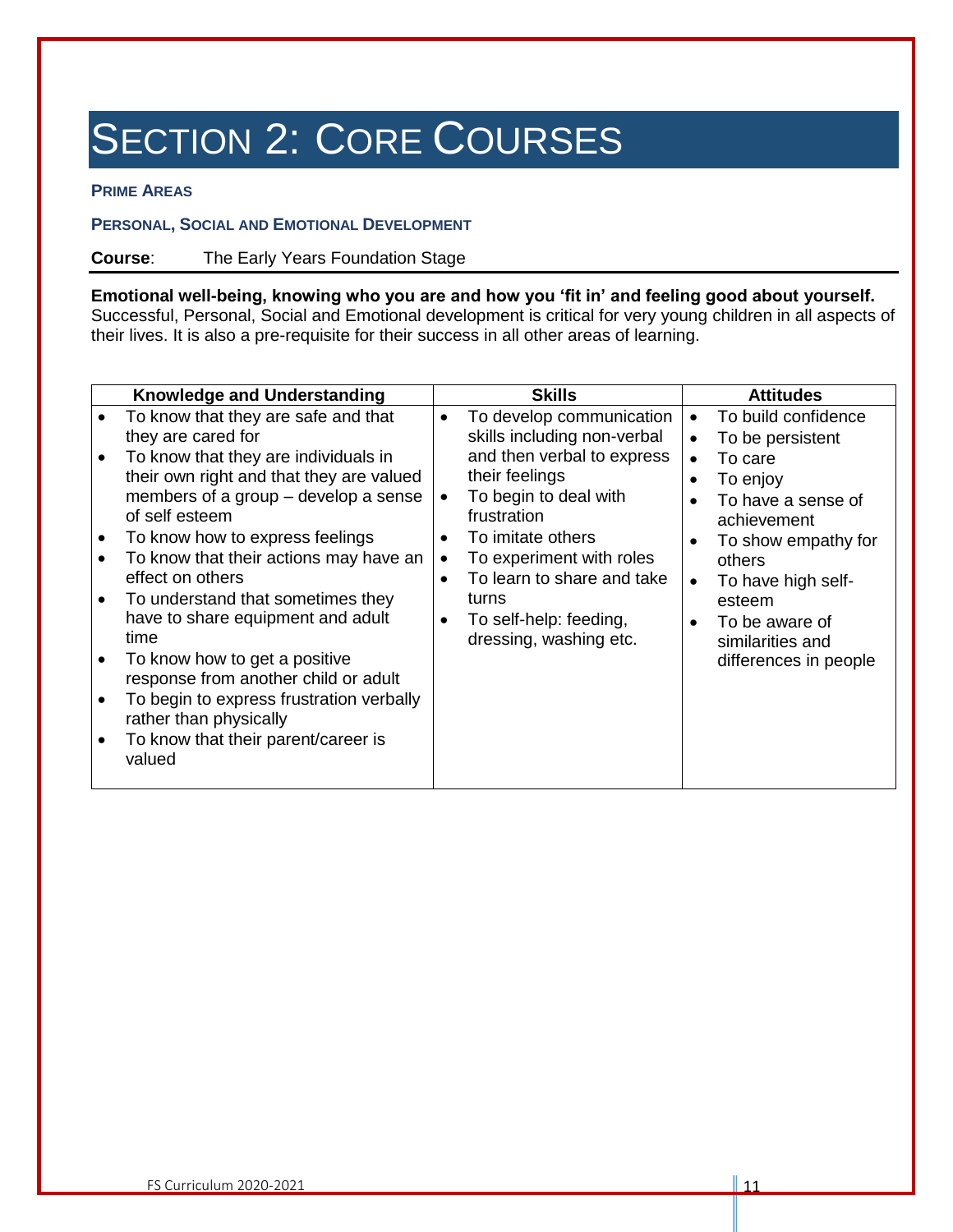# SECTION 2: CORE COURSES

### PRIME AREAS

### PERSONAL, SOCIAL AND EMOTIONAL DEVELOPMENT

**Course**: The Early Years Foundation Stage

**Emotional well-being, knowing who you are and how you 'fit in' and feeling good about yourself.**
Successful, Personal, Social and Emotional development is critical for very young children in all aspects of their lives. It is also a pre-requisite for their success in all other areas of learning.

| Knowledge and Understanding | Skills | Attitudes |
|---|---|---|
| • To know that they are safe and that they are cared for<br>• To know that they are individuals in their own right and that they are valued members of a group – develop a sense of self esteem<br>• To know how to express feelings<br>• To know that their actions may have an effect on others<br>• To understand that sometimes they have to share equipment and adult time<br>• To know how to get a positive response from another child or adult<br>• To begin to express frustration verbally rather than physically<br>• To know that their parent/career is valued | • To develop communication skills including non-verbal and then verbal to express their feelings<br>• To begin to deal with frustration<br>• To imitate others<br>• To experiment with roles<br>• To learn to share and take turns<br>• To self-help: feeding, dressing, washing etc. | • To build confidence<br>• To be persistent<br>• To care<br>• To enjoy<br>• To have a sense of achievement<br>• To show empathy for others<br>• To have high self-esteem<br>• To be aware of similarities and differences in people |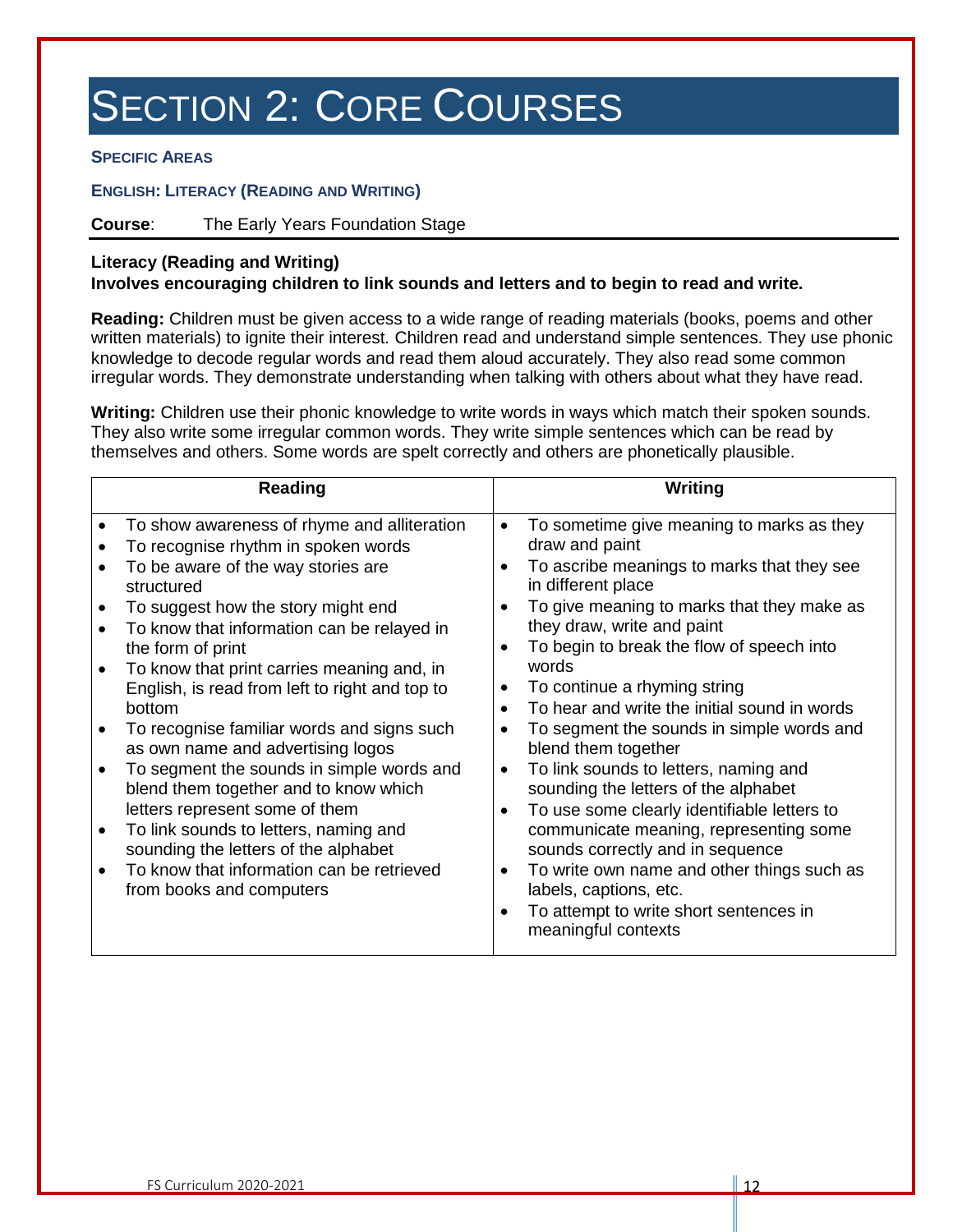# SECTION 2: CORE COURSES

**SPECIFIC AREAS**

**ENGLISH: LITERACY (READING AND WRITING)**

**Course**: The Early Years Foundation Stage

**Literacy (Reading and Writing)**
**Involves encouraging children to link sounds and letters and to begin to read and write.**

**Reading:** Children must be given access to a wide range of reading materials (books, poems and other written materials) to ignite their interest. Children read and understand simple sentences. They use phonic knowledge to decode regular words and read them aloud accurately. They also read some common irregular words. They demonstrate understanding when talking with others about what they have read.

**Writing:** Children use their phonic knowledge to write words in ways which match their spoken sounds. They also write some irregular common words. They write simple sentences which can be read by themselves and others. Some words are spelt correctly and others are phonetically plausible.

| Reading | Writing |
| --- | --- |
| • To show awareness of rhyme and alliteration<br>• To recognise rhythm in spoken words<br>• To be aware of the way stories are structured<br>• To suggest how the story might end<br>• To know that information can be relayed in the form of print<br>• To know that print carries meaning and, in English, is read from left to right and top to bottom<br>• To recognise familiar words and signs such as own name and advertising logos<br>• To segment the sounds in simple words and blend them together and to know which letters represent some of them<br>• To link sounds to letters, naming and sounding the letters of the alphabet<br>• To know that information can be retrieved from books and computers | • To sometime give meaning to marks as they draw and paint<br>• To ascribe meanings to marks that they see in different place<br>• To give meaning to marks that they make as they draw, write and paint<br>• To begin to break the flow of speech into words<br>• To continue a rhyming string<br>• To hear and write the initial sound in words<br>• To segment the sounds in simple words and blend them together<br>• To link sounds to letters, naming and sounding the letters of the alphabet<br>• To use some clearly identifiable letters to communicate meaning, representing some sounds correctly and in sequence<br>• To write own name and other things such as labels, captions, etc.<br>• To attempt to write short sentences in meaningful contexts |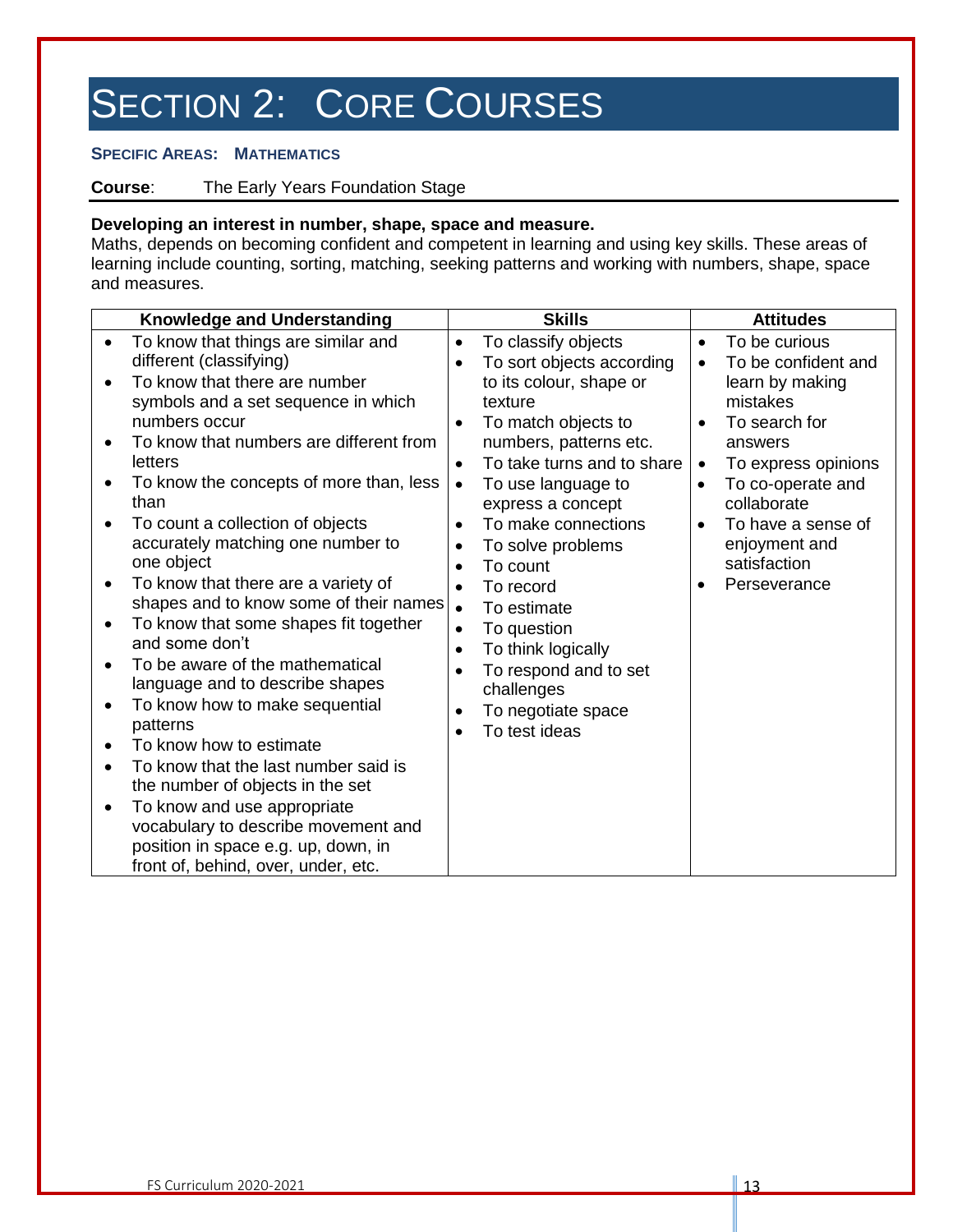# SECTION 2: CORE COURSES

**SPECIFIC AREAS: MATHEMATICS**

**Course**: The Early Years Foundation Stage

**Developing an interest in number, shape, space and measure.**
Maths, depends on becoming confident and competent in learning and using key skills. These areas of learning include counting, sorting, matching, seeking patterns and working with numbers, shape, space and measures.

| Knowledge and Understanding | Skills | Attitudes |
| --- | --- | --- |
| • To know that things are similar and different (classifying)<br>• To know that there are number symbols and a set sequence in which numbers occur<br>• To know that numbers are different from letters<br>• To know the concepts of more than, less than<br>• To count a collection of objects accurately matching one number to one object<br>• To know that there are a variety of shapes and to know some of their names<br>• To know that some shapes fit together and some don't<br>• To be aware of the mathematical language and to describe shapes<br>• To know how to make sequential patterns<br>• To know how to estimate<br>• To know that the last number said is the number of objects in the set<br>• To know and use appropriate vocabulary to describe movement and position in space e.g. up, down, in front of, behind, over, under, etc. | • To classify objects<br>• To sort objects according to its colour, shape or texture<br>• To match objects to numbers, patterns etc.<br>• To take turns and to share<br>• To use language to express a concept<br>• To make connections<br>• To solve problems<br>• To count<br>• To record<br>• To estimate<br>• To question<br>• To think logically<br>• To respond and to set challenges<br>• To negotiate space<br>• To test ideas | • To be curious<br>• To be confident and learn by making mistakes<br>• To search for answers<br>• To express opinions<br>• To co-operate and collaborate<br>• To have a sense of enjoyment and satisfaction<br>• Perseverance |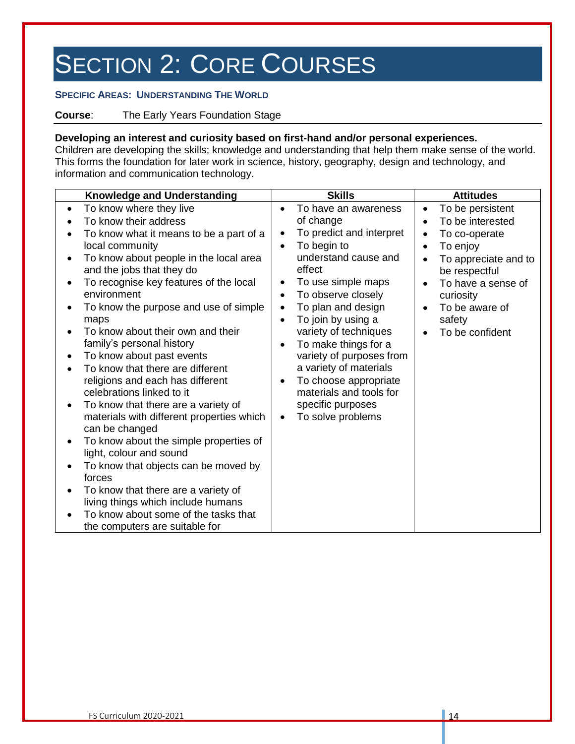# Section 2: Core Courses

### Specific Areas: Understanding The World

**Course**: The Early Years Foundation Stage

**Developing an interest and curiosity based on first-hand and/or personal experiences.**
Children are developing the skills; knowledge and understanding that help them make sense of the world. This forms the foundation for later work in science, history, geography, design and technology, and information and communication technology.

| Knowledge and Understanding | Skills | Attitudes |
|---|---|---|
| • To know where they live<br>• To know their address<br>• To know what it means to be a part of a local community<br>• To know about people in the local area and the jobs that they do<br>• To recognise key features of the local environment<br>• To know the purpose and use of simple maps<br>• To know about their own and their family's personal history<br>• To know about past events<br>• To know that there are different religions and each has different celebrations linked to it<br>• To know that there are a variety of materials with different properties which can be changed<br>• To know about the simple properties of light, colour and sound<br>• To know that objects can be moved by forces<br>• To know that there are a variety of living things which include humans<br>• To know about some of the tasks that the computers are suitable for | • To have an awareness of change<br>• To predict and interpret<br>• To begin to understand cause and effect<br>• To use simple maps<br>• To observe closely<br>• To plan and design<br>• To join by using a variety of techniques<br>• To make things for a variety of purposes from a variety of materials<br>• To choose appropriate materials and tools for specific purposes<br>• To solve problems | • To be persistent<br>• To be interested<br>• To co-operate<br>• To enjoy<br>• To appreciate and to be respectful<br>• To have a sense of curiosity<br>• To be aware of safety<br>• To be confident |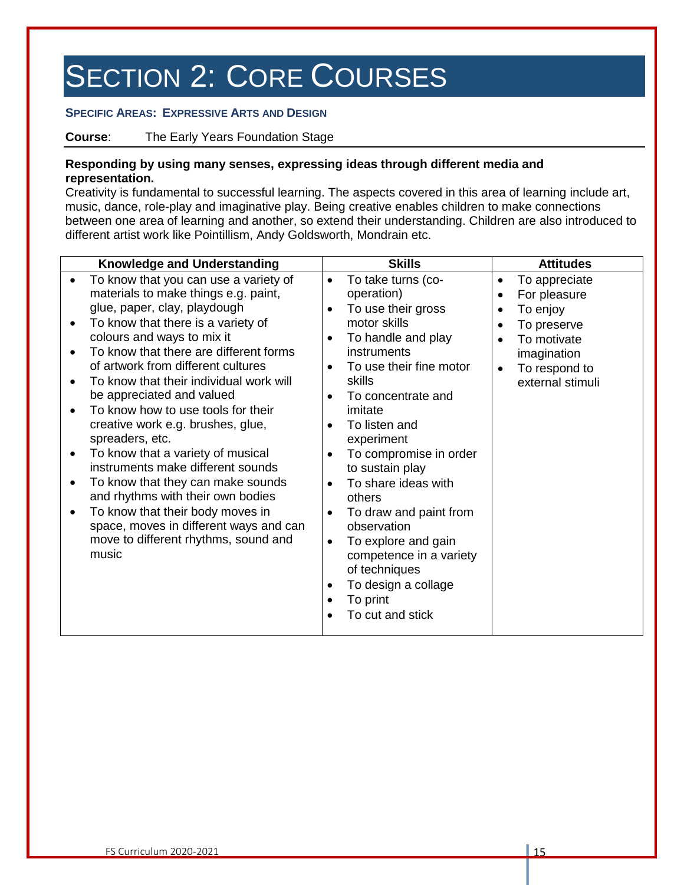# SECTION 2: CORE COURSES

### SPECIFIC AREAS: EXPRESSIVE ARTS AND DESIGN

**Course**: The Early Years Foundation Stage

**Responding by using many senses, expressing ideas through different media and representation.**

Creativity is fundamental to successful learning. The aspects covered in this area of learning include art, music, dance, role-play and imaginative play. Being creative enables children to make connections between one area of learning and another, so extend their understanding. Children are also introduced to different artist work like Pointillism, Andy Goldsworth, Mondrain etc.

| Knowledge and Understanding | Skills | Attitudes |
|---|---|---|
| • To know that you can use a variety of materials to make things e.g. paint, glue, paper, clay, playdough<br>• To know that there is a variety of colours and ways to mix it<br>• To know that there are different forms of artwork from different cultures<br>• To know that their individual work will be appreciated and valued<br>• To know how to use tools for their creative work e.g. brushes, glue, spreaders, etc.<br>• To know that a variety of musical instruments make different sounds<br>• To know that they can make sounds and rhythms with their own bodies<br>• To know that their body moves in space, moves in different ways and can move to different rhythms, sound and music | • To take turns (co-operation)<br>• To use their gross motor skills<br>• To handle and play instruments<br>• To use their fine motor skills<br>• To concentrate and imitate<br>• To listen and experiment<br>• To compromise in order to sustain play<br>• To share ideas with others<br>• To draw and paint from observation<br>• To explore and gain competence in a variety of techniques<br>• To design a collage<br>• To print<br>• To cut and stick | • To appreciate<br>• For pleasure<br>• To enjoy<br>• To preserve<br>• To motivate imagination<br>• To respond to external stimuli |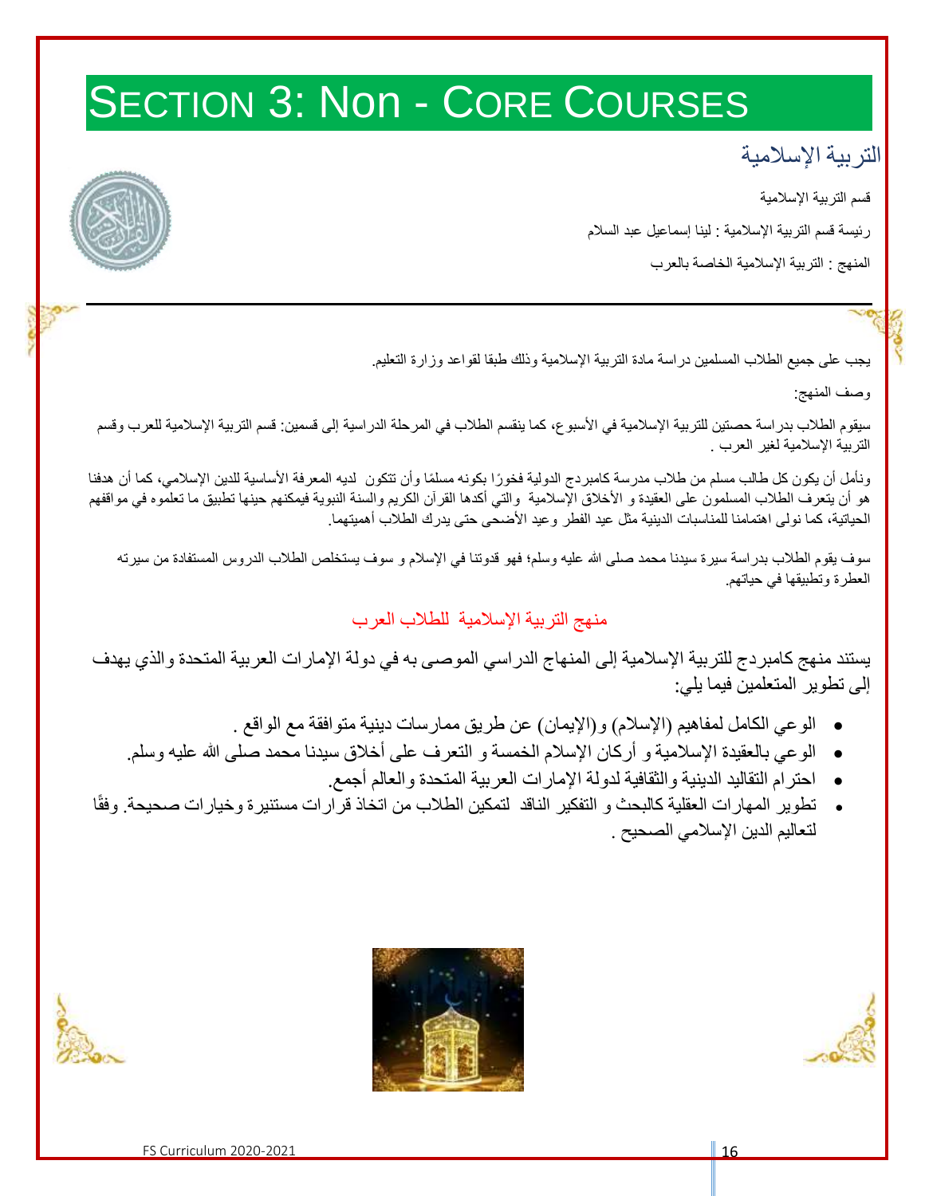# SECTION 3: Non - CORE COURSES

## التربية الإسلامية

قسم التربية الإسلامية

رئيسة قسم التربية الإسلامية : لينا إسماعيل عبد السلام

المنهج : التربية الإسلامية الخاصة بالعرب

---

يجب على جميع الطلاب المسلمين دراسة مادة التربية الإسلامية وذلك طبقا لقواعد وزارة التعليم.

وصف المنهج:

سيقوم الطلاب بدراسة حصتين للتربية الإسلامية في الأسبوع، كما ينقسم الطلاب في المرحلة الدراسية إلى قسمين: قسم التربية الإسلامية للعرب وقسم التربية الإسلامية لغير العرب .

ونأمل أن يكون كل طالب مسلم من طلاب مدرسة كامبردج الدولية فخورًا بكونه مسلمًا وأن تتكون لديه المعرفة الأساسية للدين الإسلامي، كما أن هدفنا هو أن يتعرف الطلاب المسلمون على العقيدة و الأخلاق الإسلامية والتي أكدها القرآن الكريم والسنة النبوية فيمكنهم حينها تطبيق ما تعلموه في مواقفهم الحياتية، كما نولي اهتمامنا للمناسبات الدينية مثل عيد الفطر وعيد الأضحى حتى يدرك الطلاب أهميتهما.

سوف يقوم الطلاب بدراسة سيرة سيدنا محمد صلى الله عليه وسلم؛ فهو قدوتنا في الإسلام و سوف يستخلص الطلاب الدروس المستفادة من سيرته العطرة وتطبيقها في حياتهم.

### منهج التربية الإسلامية للطلاب العرب

يستند منهج كامبردج للتربية الإسلامية إلى المنهاج الدراسي الموصى به في دولة الإمارات العربية المتحدة والذي يهدف إلى تطوير المتعلمين فيما يلي:

- الوعي الكامل لمفاهيم (الإسلام) و(الإيمان) عن طريق ممارسات دينية متوافقة مع الواقع .
- الوعي بالعقيدة الإسلامية و أركان الإسلام الخمسة و التعرف على أخلاق سيدنا محمد صلى الله عليه وسلم.
- احترام التقاليد الدينية والثقافية لدولة الإمارات العربية المتحدة والعالم أجمع.
- تطوير المهارات العقلية كالبحث و التفكير الناقد لتمكين الطلاب من اتخاذ قرارات مستنيرة وخيارات صحيحة. وفقًا لتعاليم الدين الإسلامي الصحيح .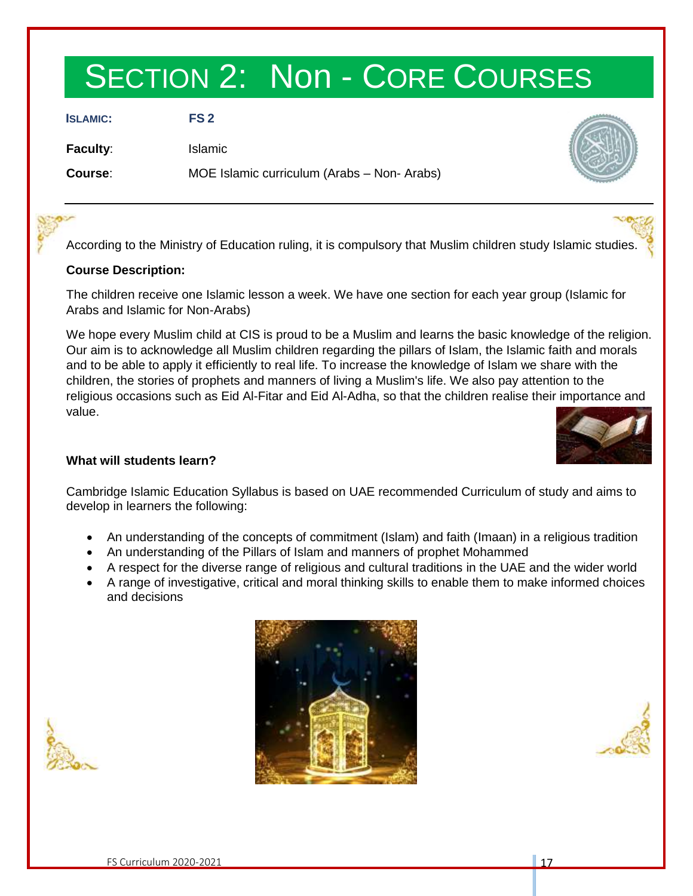# SECTION 2: Non - CORE COURSES

**ISLAMIC:** **FS 2**

**Faculty**: Islamic

**Course**: MOE Islamic curriculum (Arabs – Non- Arabs)

According to the Ministry of Education ruling, it is compulsory that Muslim children study Islamic studies.

**Course Description:**

The children receive one Islamic lesson a week. We have one section for each year group (Islamic for Arabs and Islamic for Non-Arabs)

We hope every Muslim child at CIS is proud to be a Muslim and learns the basic knowledge of the religion. Our aim is to acknowledge all Muslim children regarding the pillars of Islam, the Islamic faith and morals and to be able to apply it efficiently to real life. To increase the knowledge of Islam we share with the children, the stories of prophets and manners of living a Muslim's life. We also pay attention to the religious occasions such as Eid Al-Fitar and Eid Al-Adha, so that the children realise their importance and value.

**What will students learn?**

Cambridge Islamic Education Syllabus is based on UAE recommended Curriculum of study and aims to develop in learners the following:

- An understanding of the concepts of commitment (Islam) and faith (Imaan) in a religious tradition
- An understanding of the Pillars of Islam and manners of prophet Mohammed
- A respect for the diverse range of religious and cultural traditions in the UAE and the wider world
- A range of investigative, critical and moral thinking skills to enable them to make informed choices and decisions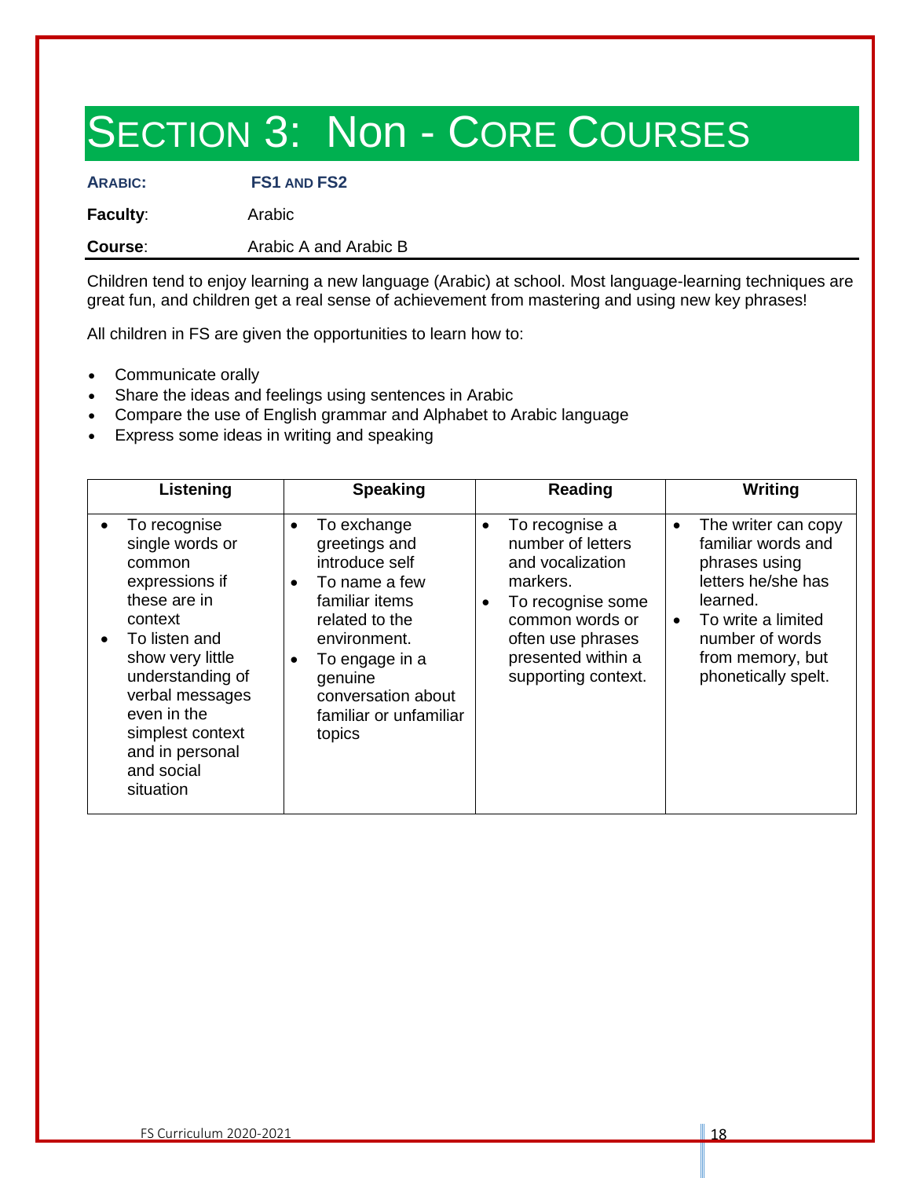# SECTION 3: Non - CORE COURSES

**ARABIC:** **FS1 AND FS2**

**Faculty**: Arabic

**Course**: Arabic A and Arabic B

Children tend to enjoy learning a new language (Arabic) at school. Most language-learning techniques are great fun, and children get a real sense of achievement from mastering and using new key phrases!

All children in FS are given the opportunities to learn how to:

- Communicate orally
- Share the ideas and feelings using sentences in Arabic
- Compare the use of English grammar and Alphabet to Arabic language
- Express some ideas in writing and speaking

| Listening | Speaking | Reading | Writing |
|---|---|---|---|
| • To recognise single words or common expressions if these are in context<br>• To listen and show very little understanding of verbal messages even in the simplest context and in personal and social situation | • To exchange greetings and introduce self<br>• To name a few familiar items related to the environment.<br>• To engage in a genuine conversation about familiar or unfamiliar topics | • To recognise a number of letters and vocalization markers.<br>• To recognise some common words or often use phrases presented within a supporting context. | • The writer can copy familiar words and phrases using letters he/she has learned.<br>• To write a limited number of words from memory, but phonetically spelt. |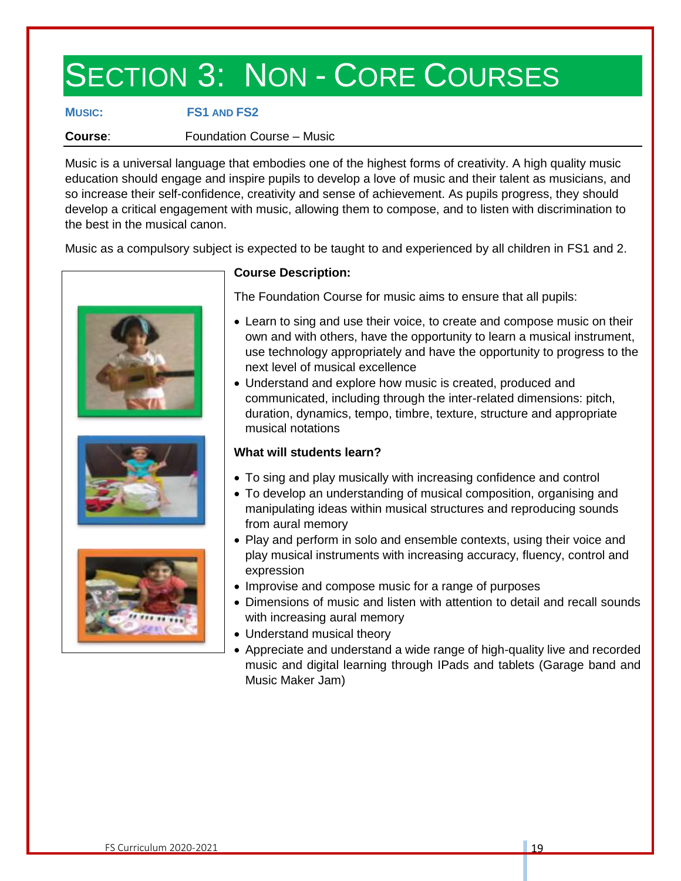# SECTION 3: NON - CORE COURSES

**MUSIC:** **FS1 AND FS2**

**Course**: Foundation Course – Music

Music is a universal language that embodies one of the highest forms of creativity. A high quality music education should engage and inspire pupils to develop a love of music and their talent as musicians, and so increase their self-confidence, creativity and sense of achievement. As pupils progress, they should develop a critical engagement with music, allowing them to compose, and to listen with discrimination to the best in the musical canon.

Music as a compulsory subject is expected to be taught to and experienced by all children in FS1 and 2.

**Course Description:**

The Foundation Course for music aims to ensure that all pupils:

- Learn to sing and use their voice, to create and compose music on their own and with others, have the opportunity to learn a musical instrument, use technology appropriately and have the opportunity to progress to the next level of musical excellence
- Understand and explore how music is created, produced and communicated, including through the inter-related dimensions: pitch, duration, dynamics, tempo, timbre, texture, structure and appropriate musical notations

**What will students learn?**

- To sing and play musically with increasing confidence and control
- To develop an understanding of musical composition, organising and manipulating ideas within musical structures and reproducing sounds from aural memory
- Play and perform in solo and ensemble contexts, using their voice and play musical instruments with increasing accuracy, fluency, control and expression
- Improvise and compose music for a range of purposes
- Dimensions of music and listen with attention to detail and recall sounds with increasing aural memory
- Understand musical theory
- Appreciate and understand a wide range of high-quality live and recorded music and digital learning through IPads and tablets (Garage band and Music Maker Jam)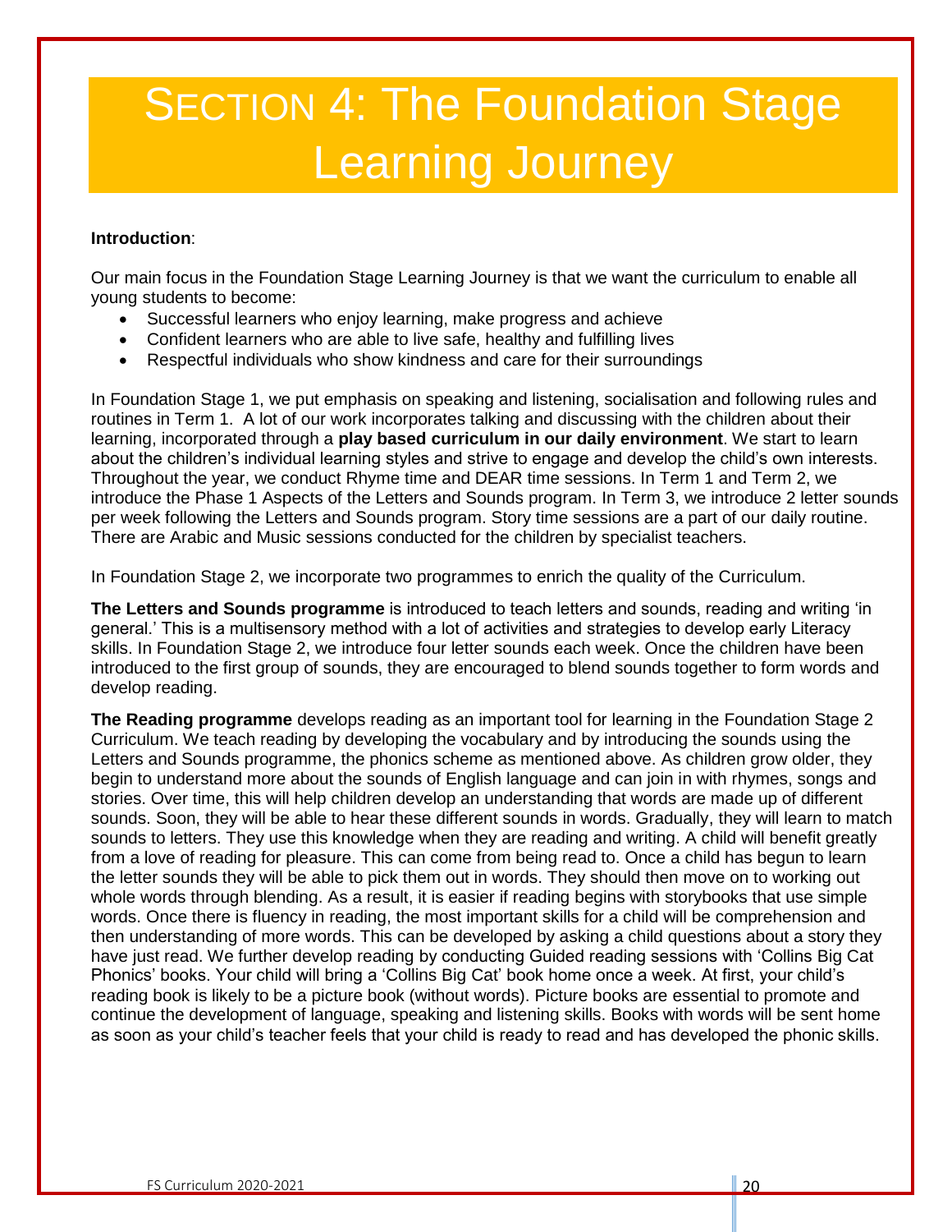# SECTION 4: The Foundation Stage Learning Journey

**Introduction**:

Our main focus in the Foundation Stage Learning Journey is that we want the curriculum to enable all young students to become:

- Successful learners who enjoy learning, make progress and achieve
- Confident learners who are able to live safe, healthy and fulfilling lives
- Respectful individuals who show kindness and care for their surroundings

In Foundation Stage 1, we put emphasis on speaking and listening, socialisation and following rules and routines in Term 1. A lot of our work incorporates talking and discussing with the children about their learning, incorporated through a **play based curriculum in our daily environment**. We start to learn about the children's individual learning styles and strive to engage and develop the child's own interests. Throughout the year, we conduct Rhyme time and DEAR time sessions. In Term 1 and Term 2, we introduce the Phase 1 Aspects of the Letters and Sounds program. In Term 3, we introduce 2 letter sounds per week following the Letters and Sounds program. Story time sessions are a part of our daily routine. There are Arabic and Music sessions conducted for the children by specialist teachers.

In Foundation Stage 2, we incorporate two programmes to enrich the quality of the Curriculum.

**The Letters and Sounds programme** is introduced to teach letters and sounds, reading and writing 'in general.' This is a multisensory method with a lot of activities and strategies to develop early Literacy skills. In Foundation Stage 2, we introduce four letter sounds each week. Once the children have been introduced to the first group of sounds, they are encouraged to blend sounds together to form words and develop reading.

**The Reading programme** develops reading as an important tool for learning in the Foundation Stage 2 Curriculum. We teach reading by developing the vocabulary and by introducing the sounds using the Letters and Sounds programme, the phonics scheme as mentioned above. As children grow older, they begin to understand more about the sounds of English language and can join in with rhymes, songs and stories. Over time, this will help children develop an understanding that words are made up of different sounds. Soon, they will be able to hear these different sounds in words. Gradually, they will learn to match sounds to letters. They use this knowledge when they are reading and writing. A child will benefit greatly from a love of reading for pleasure. This can come from being read to. Once a child has begun to learn the letter sounds they will be able to pick them out in words. They should then move on to working out whole words through blending. As a result, it is easier if reading begins with storybooks that use simple words. Once there is fluency in reading, the most important skills for a child will be comprehension and then understanding of more words. This can be developed by asking a child questions about a story they have just read. We further develop reading by conducting Guided reading sessions with 'Collins Big Cat Phonics' books. Your child will bring a 'Collins Big Cat' book home once a week. At first, your child's reading book is likely to be a picture book (without words). Picture books are essential to promote and continue the development of language, speaking and listening skills. Books with words will be sent home as soon as your child's teacher feels that your child is ready to read and has developed the phonic skills.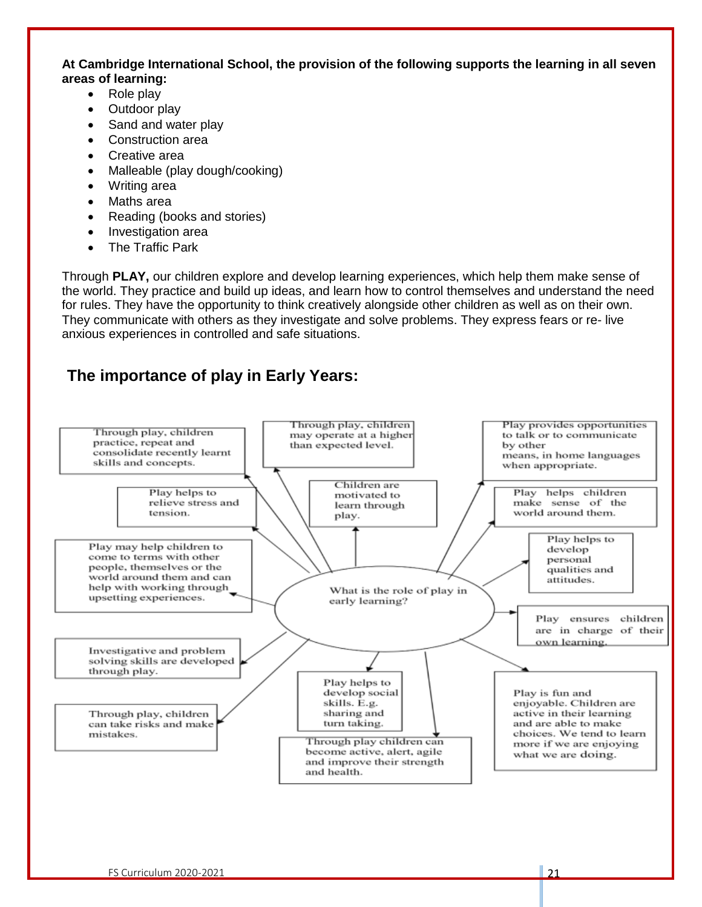**At Cambridge International School, the provision of the following supports the learning in all seven areas of learning:**

- Role play
- Outdoor play
- Sand and water play
- Construction area
- Creative area
- Malleable (play dough/cooking)
- Writing area
- Maths area
- Reading (books and stories)
- Investigation area
- The Traffic Park

Through **PLAY,** our children explore and develop learning experiences, which help them make sense of the world. They practice and build up ideas, and learn how to control themselves and understand the need for rules. They have the opportunity to think creatively alongside other children as well as on their own. They communicate with others as they investigate and solve problems. They express fears or re- live anxious experiences in controlled and safe situations.

## The importance of play in Early Years:

**What is the role of play in early learning?**

- Through play, children practice, repeat and consolidate recently learnt skills and concepts.
- Through play, children may operate at a higher than expected level.
- Play provides opportunities to talk or to communicate by other means, in home languages when appropriate.
- Play helps to relieve stress and tension.
- Children are motivated to learn through play.
- Play helps children make sense of the world around them.
- Play may help children to come to terms with other people, themselves or the world around them and can help with working through upsetting experiences.
- Play helps to develop personal qualities and attitudes.
- Play ensures children are in charge of their own learning.
- Investigative and problem solving skills are developed through play.
- Play helps to develop social skills. E.g. sharing and turn taking.
- Through play, children can take risks and make mistakes.
- Through play children can become active, alert, agile and improve their strength and health.
- Play is fun and enjoyable. Children are active in their learning and are able to make choices. We tend to learn more if we are enjoying what we are doing.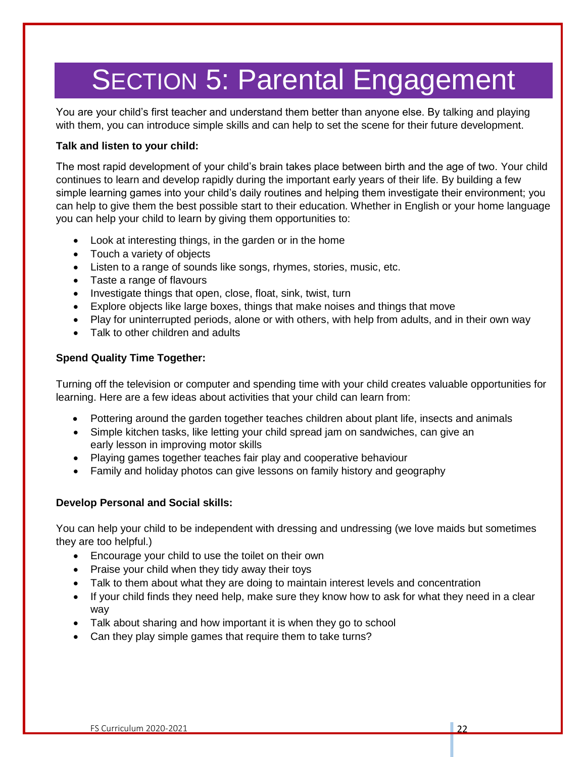# SECTION 5: Parental Engagement

You are your child's first teacher and understand them better than anyone else. By talking and playing with them, you can introduce simple skills and can help to set the scene for their future development.

**Talk and listen to your child:**

The most rapid development of your child's brain takes place between birth and the age of two. Your child continues to learn and develop rapidly during the important early years of their life. By building a few simple learning games into your child's daily routines and helping them investigate their environment; you can help to give them the best possible start to their education. Whether in English or your home language you can help your child to learn by giving them opportunities to:

- Look at interesting things, in the garden or in the home
- Touch a variety of objects
- Listen to a range of sounds like songs, rhymes, stories, music, etc.
- Taste a range of flavours
- Investigate things that open, close, float, sink, twist, turn
- Explore objects like large boxes, things that make noises and things that move
- Play for uninterrupted periods, alone or with others, with help from adults, and in their own way
- Talk to other children and adults

**Spend Quality Time Together:**

Turning off the television or computer and spending time with your child creates valuable opportunities for learning. Here are a few ideas about activities that your child can learn from:

- Pottering around the garden together teaches children about plant life, insects and animals
- Simple kitchen tasks, like letting your child spread jam on sandwiches, can give an early lesson in improving motor skills
- Playing games together teaches fair play and cooperative behaviour
- Family and holiday photos can give lessons on family history and geography

**Develop Personal and Social skills:**

You can help your child to be independent with dressing and undressing (we love maids but sometimes they are too helpful.)

- Encourage your child to use the toilet on their own
- Praise your child when they tidy away their toys
- Talk to them about what they are doing to maintain interest levels and concentration
- If your child finds they need help, make sure they know how to ask for what they need in a clear way
- Talk about sharing and how important it is when they go to school
- Can they play simple games that require them to take turns?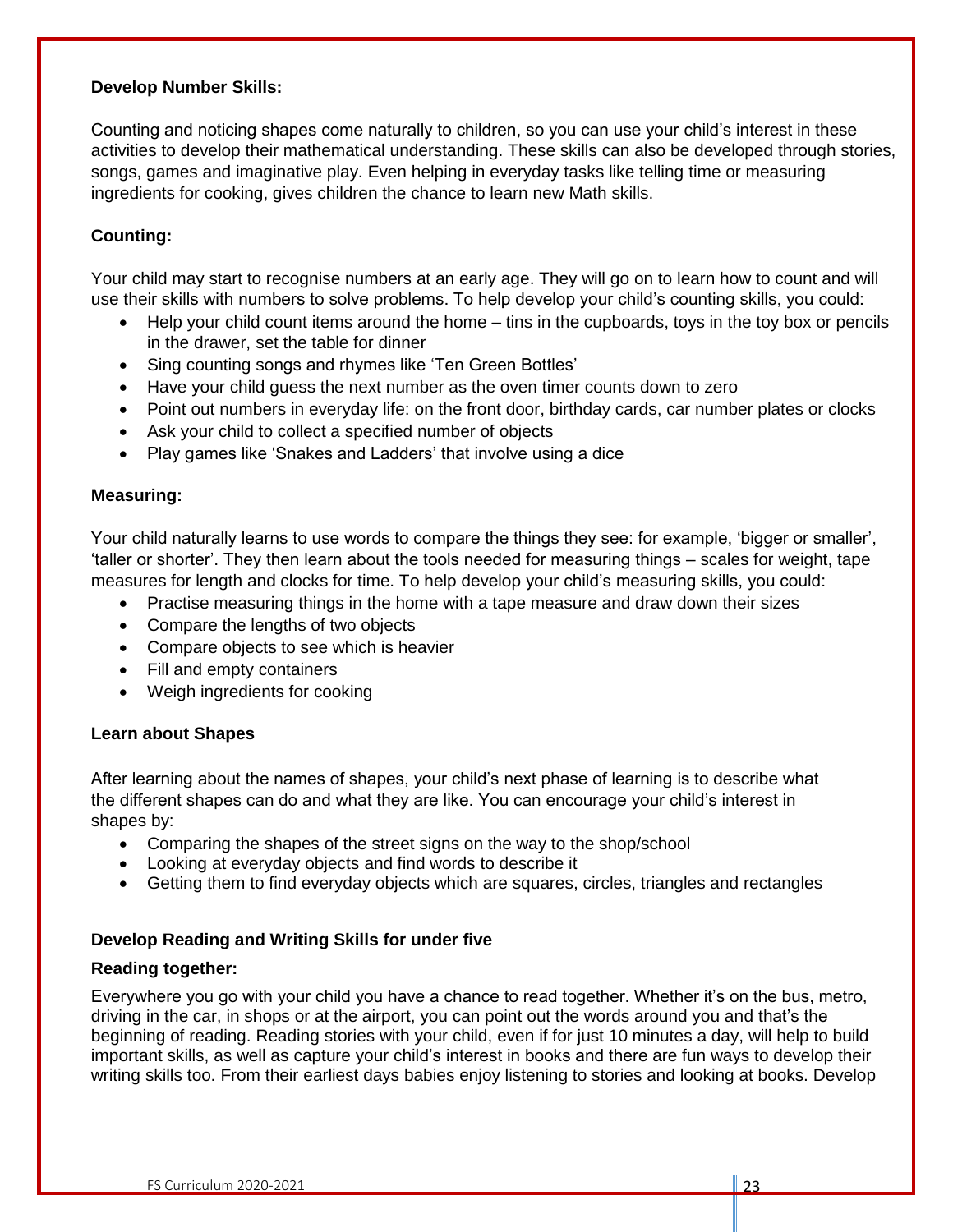**Develop Number Skills:**

Counting and noticing shapes come naturally to children, so you can use your child's interest in these activities to develop their mathematical understanding. These skills can also be developed through stories, songs, games and imaginative play. Even helping in everyday tasks like telling time or measuring ingredients for cooking, gives children the chance to learn new Math skills.

**Counting:**

Your child may start to recognise numbers at an early age. They will go on to learn how to count and will use their skills with numbers to solve problems. To help develop your child's counting skills, you could:

- Help your child count items around the home – tins in the cupboards, toys in the toy box or pencils in the drawer, set the table for dinner
- Sing counting songs and rhymes like 'Ten Green Bottles'
- Have your child guess the next number as the oven timer counts down to zero
- Point out numbers in everyday life: on the front door, birthday cards, car number plates or clocks
- Ask your child to collect a specified number of objects
- Play games like 'Snakes and Ladders' that involve using a dice

**Measuring:**

Your child naturally learns to use words to compare the things they see: for example, 'bigger or smaller', 'taller or shorter'. They then learn about the tools needed for measuring things – scales for weight, tape measures for length and clocks for time. To help develop your child's measuring skills, you could:

- Practise measuring things in the home with a tape measure and draw down their sizes
- Compare the lengths of two objects
- Compare objects to see which is heavier
- Fill and empty containers
- Weigh ingredients for cooking

**Learn about Shapes**

After learning about the names of shapes, your child's next phase of learning is to describe what the different shapes can do and what they are like. You can encourage your child's interest in shapes by:

- Comparing the shapes of the street signs on the way to the shop/school
- Looking at everyday objects and find words to describe it
- Getting them to find everyday objects which are squares, circles, triangles and rectangles

**Develop Reading and Writing Skills for under five**

**Reading together:**

Everywhere you go with your child you have a chance to read together. Whether it's on the bus, metro, driving in the car, in shops or at the airport, you can point out the words around you and that's the beginning of reading. Reading stories with your child, even if for just 10 minutes a day, will help to build important skills, as well as capture your child's interest in books and there are fun ways to develop their writing skills too. From their earliest days babies enjoy listening to stories and looking at books. Develop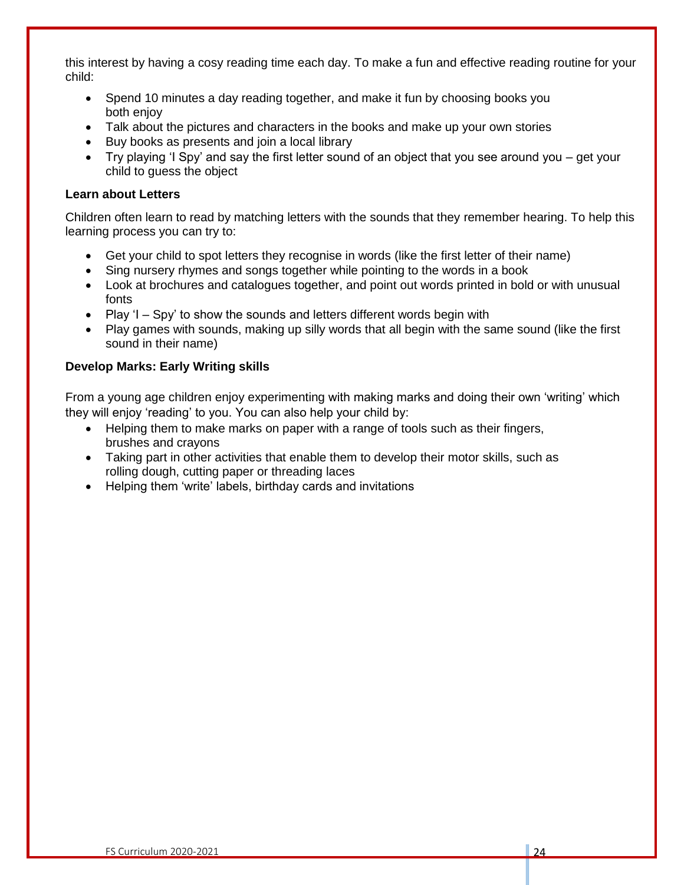this interest by having a cosy reading time each day. To make a fun and effective reading routine for your child:

- Spend 10 minutes a day reading together, and make it fun by choosing books you both enjoy
- Talk about the pictures and characters in the books and make up your own stories
- Buy books as presents and join a local library
- Try playing 'I Spy' and say the first letter sound of an object that you see around you – get your child to guess the object

**Learn about Letters**

Children often learn to read by matching letters with the sounds that they remember hearing. To help this learning process you can try to:

- Get your child to spot letters they recognise in words (like the first letter of their name)
- Sing nursery rhymes and songs together while pointing to the words in a book
- Look at brochures and catalogues together, and point out words printed in bold or with unusual fonts
- Play 'I – Spy' to show the sounds and letters different words begin with
- Play games with sounds, making up silly words that all begin with the same sound (like the first sound in their name)

**Develop Marks: Early Writing skills**

From a young age children enjoy experimenting with making marks and doing their own 'writing' which they will enjoy 'reading' to you. You can also help your child by:

- Helping them to make marks on paper with a range of tools such as their fingers, brushes and crayons
- Taking part in other activities that enable them to develop their motor skills, such as rolling dough, cutting paper or threading laces
- Helping them 'write' labels, birthday cards and invitations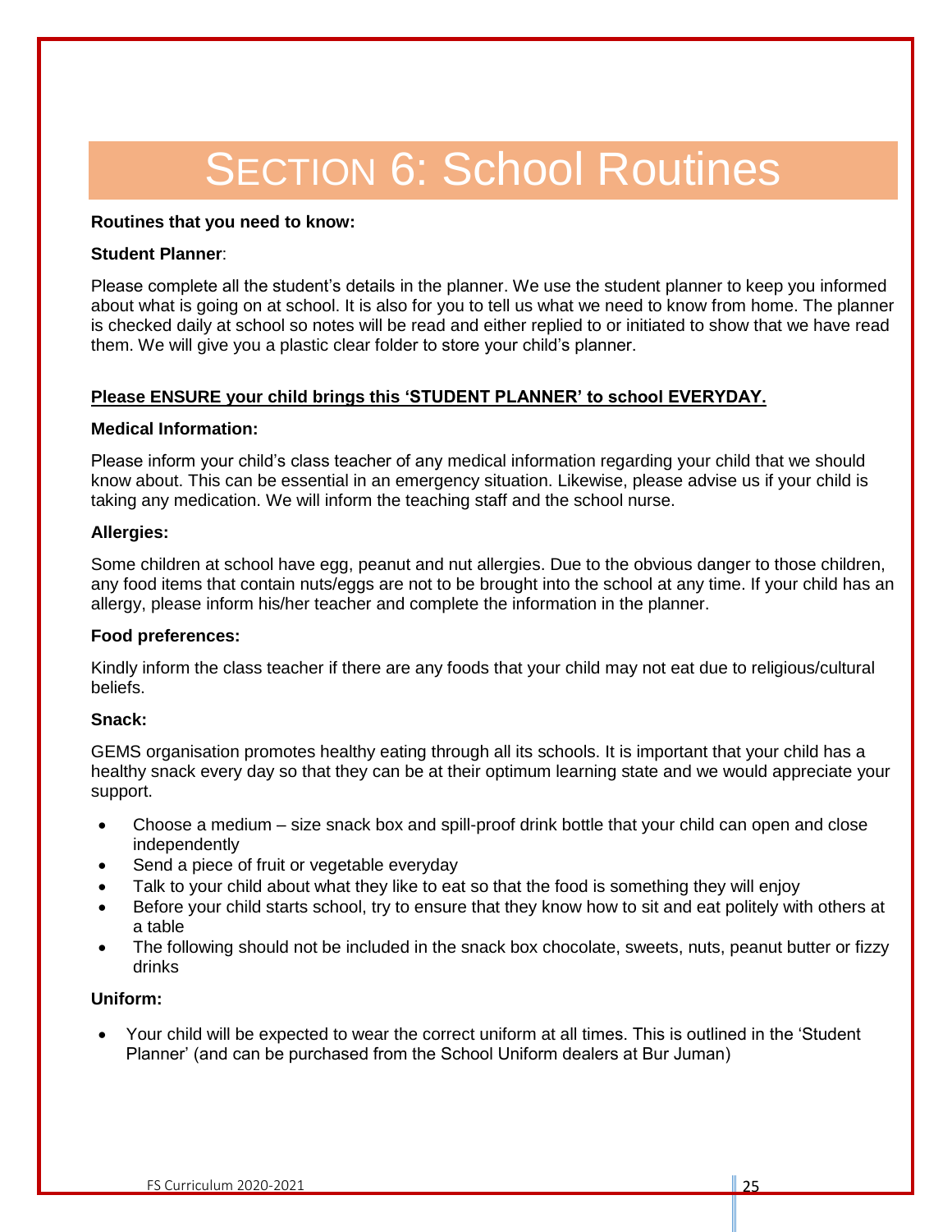# SECTION 6: School Routines

**Routines that you need to know:**

**Student Planner**:

Please complete all the student's details in the planner. We use the student planner to keep you informed about what is going on at school. It is also for you to tell us what we need to know from home. The planner is checked daily at school so notes will be read and either replied to or initiated to show that we have read them. We will give you a plastic clear folder to store your child's planner.

**Please ENSURE your child brings this 'STUDENT PLANNER' to school EVERYDAY.**

**Medical Information:**

Please inform your child's class teacher of any medical information regarding your child that we should know about. This can be essential in an emergency situation. Likewise, please advise us if your child is taking any medication. We will inform the teaching staff and the school nurse.

**Allergies:**

Some children at school have egg, peanut and nut allergies. Due to the obvious danger to those children, any food items that contain nuts/eggs are not to be brought into the school at any time. If your child has an allergy, please inform his/her teacher and complete the information in the planner.

**Food preferences:**

Kindly inform the class teacher if there are any foods that your child may not eat due to religious/cultural beliefs.

**Snack:**

GEMS organisation promotes healthy eating through all its schools. It is important that your child has a healthy snack every day so that they can be at their optimum learning state and we would appreciate your support.

- Choose a medium – size snack box and spill-proof drink bottle that your child can open and close independently
- Send a piece of fruit or vegetable everyday
- Talk to your child about what they like to eat so that the food is something they will enjoy
- Before your child starts school, try to ensure that they know how to sit and eat politely with others at a table
- The following should not be included in the snack box chocolate, sweets, nuts, peanut butter or fizzy drinks

**Uniform:**

- Your child will be expected to wear the correct uniform at all times. This is outlined in the 'Student Planner' (and can be purchased from the School Uniform dealers at Bur Juman)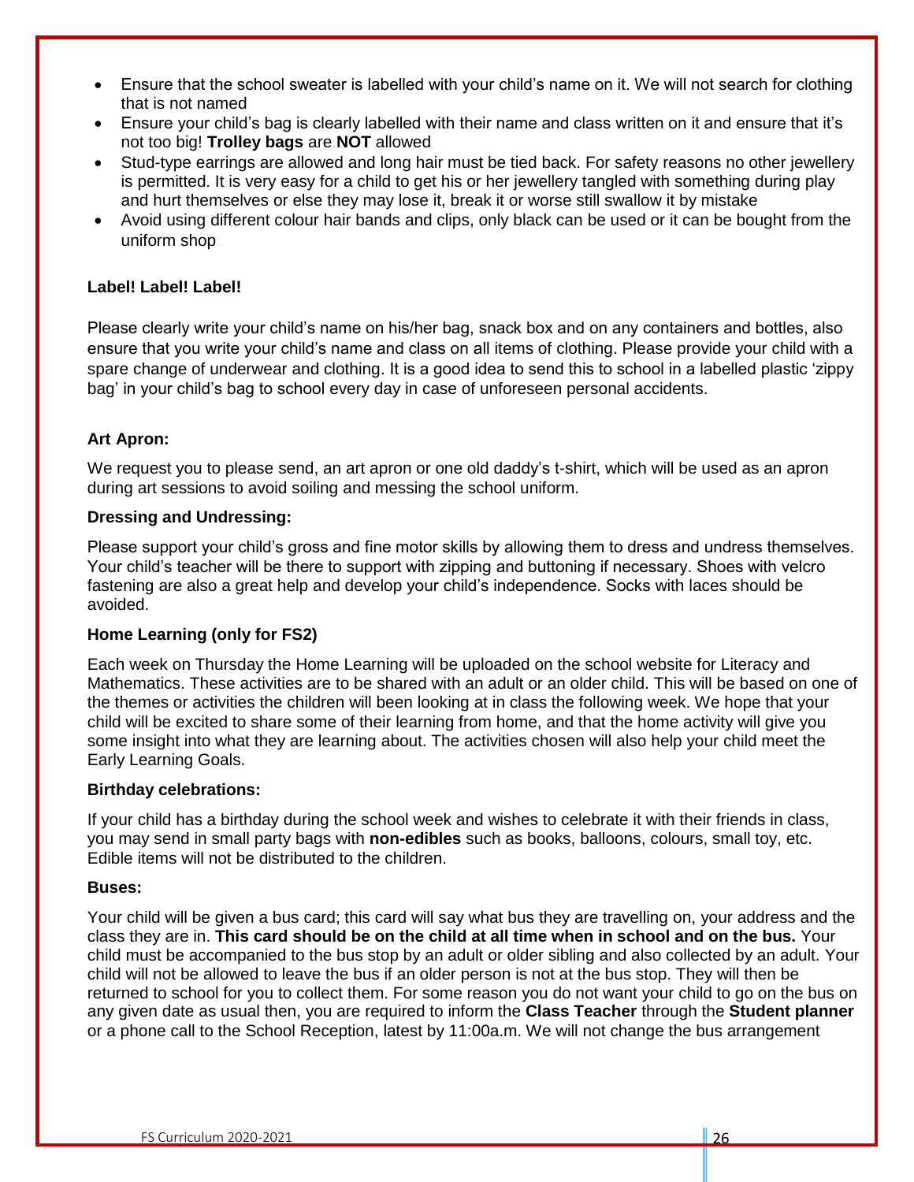- Ensure that the school sweater is labelled with your child's name on it. We will not search for clothing that is not named
- Ensure your child's bag is clearly labelled with their name and class written on it and ensure that it's not too big! **Trolley bags** are **NOT** allowed
- Stud-type earrings are allowed and long hair must be tied back. For safety reasons no other jewellery is permitted. It is very easy for a child to get his or her jewellery tangled with something during play and hurt themselves or else they may lose it, break it or worse still swallow it by mistake
- Avoid using different colour hair bands and clips, only black can be used or it can be bought from the uniform shop

**Label! Label! Label!**

Please clearly write your child's name on his/her bag, snack box and on any containers and bottles, also ensure that you write your child's name and class on all items of clothing. Please provide your child with a spare change of underwear and clothing. It is a good idea to send this to school in a labelled plastic 'zippy bag' in your child's bag to school every day in case of unforeseen personal accidents.

**Art Apron:**

We request you to please send, an art apron or one old daddy's t-shirt, which will be used as an apron during art sessions to avoid soiling and messing the school uniform.

**Dressing and Undressing:**

Please support your child's gross and fine motor skills by allowing them to dress and undress themselves. Your child's teacher will be there to support with zipping and buttoning if necessary. Shoes with velcro fastening are also a great help and develop your child's independence. Socks with laces should be avoided.

**Home Learning (only for FS2)**

Each week on Thursday the Home Learning will be uploaded on the school website for Literacy and Mathematics. These activities are to be shared with an adult or an older child. This will be based on one of the themes or activities the children will been looking at in class the following week. We hope that your child will be excited to share some of their learning from home, and that the home activity will give you some insight into what they are learning about. The activities chosen will also help your child meet the Early Learning Goals.

**Birthday celebrations:**

If your child has a birthday during the school week and wishes to celebrate it with their friends in class, you may send in small party bags with **non-edibles** such as books, balloons, colours, small toy, etc. Edible items will not be distributed to the children.

**Buses:**

Your child will be given a bus card; this card will say what bus they are travelling on, your address and the class they are in. **This card should be on the child at all time when in school and on the bus.** Your child must be accompanied to the bus stop by an adult or older sibling and also collected by an adult. Your child will not be allowed to leave the bus if an older person is not at the bus stop. They will then be returned to school for you to collect them. For some reason you do not want your child to go on the bus on any given date as usual then, you are required to inform the **Class Teacher** through the **Student planner** or a phone call to the School Reception, latest by 11:00a.m. We will not change the bus arrangement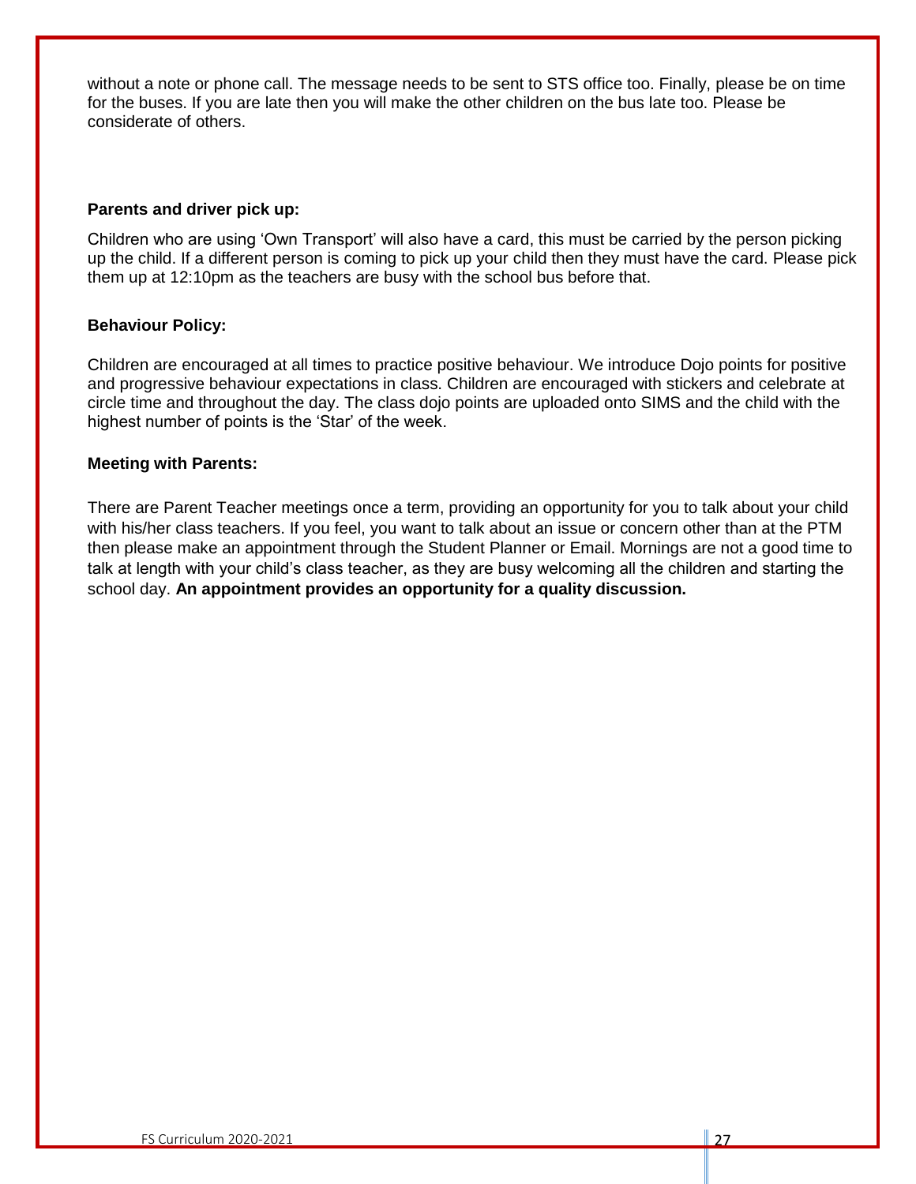without a note or phone call. The message needs to be sent to STS office too. Finally, please be on time for the buses. If you are late then you will make the other children on the bus late too. Please be considerate of others.

**Parents and driver pick up:**

Children who are using 'Own Transport' will also have a card, this must be carried by the person picking up the child. If a different person is coming to pick up your child then they must have the card. Please pick them up at 12:10pm as the teachers are busy with the school bus before that.

**Behaviour Policy:**

Children are encouraged at all times to practice positive behaviour. We introduce Dojo points for positive and progressive behaviour expectations in class. Children are encouraged with stickers and celebrate at circle time and throughout the day. The class dojo points are uploaded onto SIMS and the child with the highest number of points is the 'Star' of the week.

**Meeting with Parents:**

There are Parent Teacher meetings once a term, providing an opportunity for you to talk about your child with his/her class teachers. If you feel, you want to talk about an issue or concern other than at the PTM then please make an appointment through the Student Planner or Email. Mornings are not a good time to talk at length with your child's class teacher, as they are busy welcoming all the children and starting the school day. **An appointment provides an opportunity for a quality discussion.**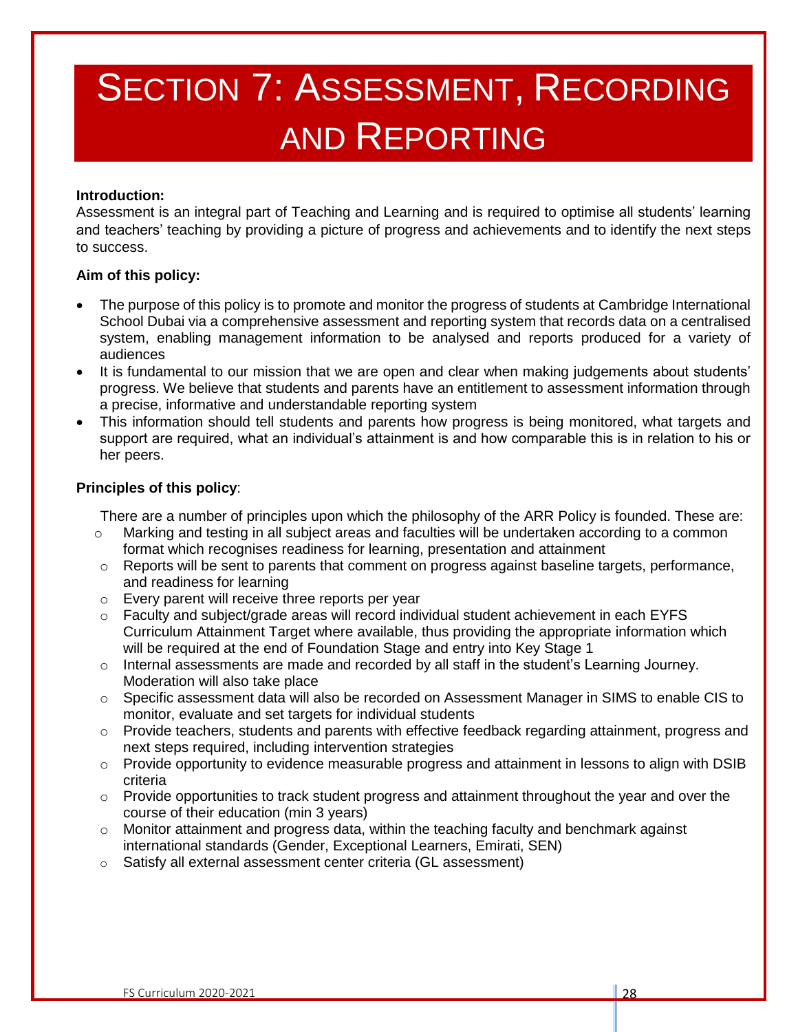# SECTION 7: ASSESSMENT, RECORDING AND REPORTING

**Introduction:**

Assessment is an integral part of Teaching and Learning and is required to optimise all students' learning and teachers' teaching by providing a picture of progress and achievements and to identify the next steps to success.

**Aim of this policy:**

- The purpose of this policy is to promote and monitor the progress of students at Cambridge International School Dubai via a comprehensive assessment and reporting system that records data on a centralised system, enabling management information to be analysed and reports produced for a variety of audiences
- It is fundamental to our mission that we are open and clear when making judgements about students' progress. We believe that students and parents have an entitlement to assessment information through a precise, informative and understandable reporting system
- This information should tell students and parents how progress is being monitored, what targets and support are required, what an individual's attainment is and how comparable this is in relation to his or her peers.

**Principles of this policy**:

There are a number of principles upon which the philosophy of the ARR Policy is founded. These are:

- Marking and testing in all subject areas and faculties will be undertaken according to a common format which recognises readiness for learning, presentation and attainment
- Reports will be sent to parents that comment on progress against baseline targets, performance, and readiness for learning
- Every parent will receive three reports per year
- Faculty and subject/grade areas will record individual student achievement in each EYFS Curriculum Attainment Target where available, thus providing the appropriate information which will be required at the end of Foundation Stage and entry into Key Stage 1
- Internal assessments are made and recorded by all staff in the student's Learning Journey. Moderation will also take place
- Specific assessment data will also be recorded on Assessment Manager in SIMS to enable CIS to monitor, evaluate and set targets for individual students
- Provide teachers, students and parents with effective feedback regarding attainment, progress and next steps required, including intervention strategies
- Provide opportunity to evidence measurable progress and attainment in lessons to align with DSIB criteria
- Provide opportunities to track student progress and attainment throughout the year and over the course of their education (min 3 years)
- Monitor attainment and progress data, within the teaching faculty and benchmark against international standards (Gender, Exceptional Learners, Emirati, SEN)
- Satisfy all external assessment center criteria (GL assessment)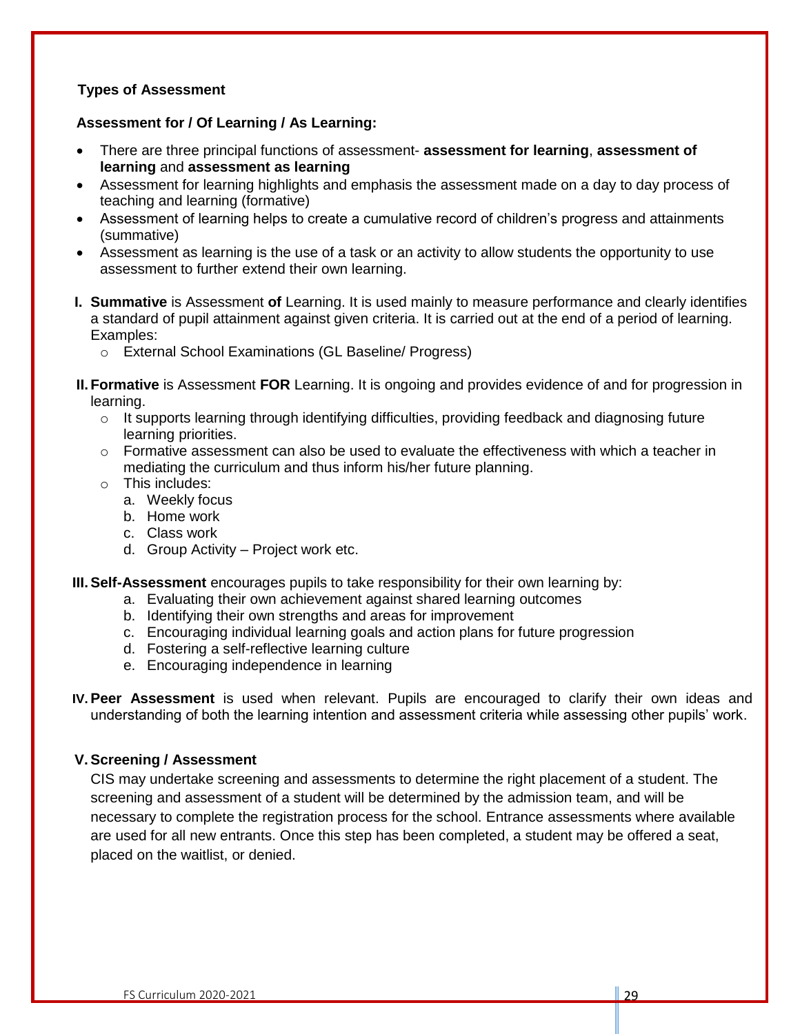**Types of Assessment**

**Assessment for / Of Learning / As Learning:**

- There are three principal functions of assessment- **assessment for learning**, **assessment of learning** and **assessment as learning**
- Assessment for learning highlights and emphasis the assessment made on a day to day process of teaching and learning (formative)
- Assessment of learning helps to create a cumulative record of children's progress and attainments (summative)
- Assessment as learning is the use of a task or an activity to allow students the opportunity to use assessment to further extend their own learning.

**I. Summative** is Assessment **of** Learning. It is used mainly to measure performance and clearly identifies a standard of pupil attainment against given criteria. It is carried out at the end of a period of learning. Examples:

- External School Examinations (GL Baseline/ Progress)

**II. Formative** is Assessment **FOR** Learning. It is ongoing and provides evidence of and for progression in learning.

- It supports learning through identifying difficulties, providing feedback and diagnosing future learning priorities.
- Formative assessment can also be used to evaluate the effectiveness with which a teacher in mediating the curriculum and thus inform his/her future planning.
- This includes:
  a. Weekly focus
  b. Home work
  c. Class work
  d. Group Activity – Project work etc.

**III. Self-Assessment** encourages pupils to take responsibility for their own learning by:

a. Evaluating their own achievement against shared learning outcomes
b. Identifying their own strengths and areas for improvement
c. Encouraging individual learning goals and action plans for future progression
d. Fostering a self-reflective learning culture
e. Encouraging independence in learning

**IV. Peer Assessment** is used when relevant. Pupils are encouraged to clarify their own ideas and understanding of both the learning intention and assessment criteria while assessing other pupils' work.

**V. Screening / Assessment**

CIS may undertake screening and assessments to determine the right placement of a student. The screening and assessment of a student will be determined by the admission team, and will be necessary to complete the registration process for the school. Entrance assessments where available are used for all new entrants. Once this step has been completed, a student may be offered a seat, placed on the waitlist, or denied.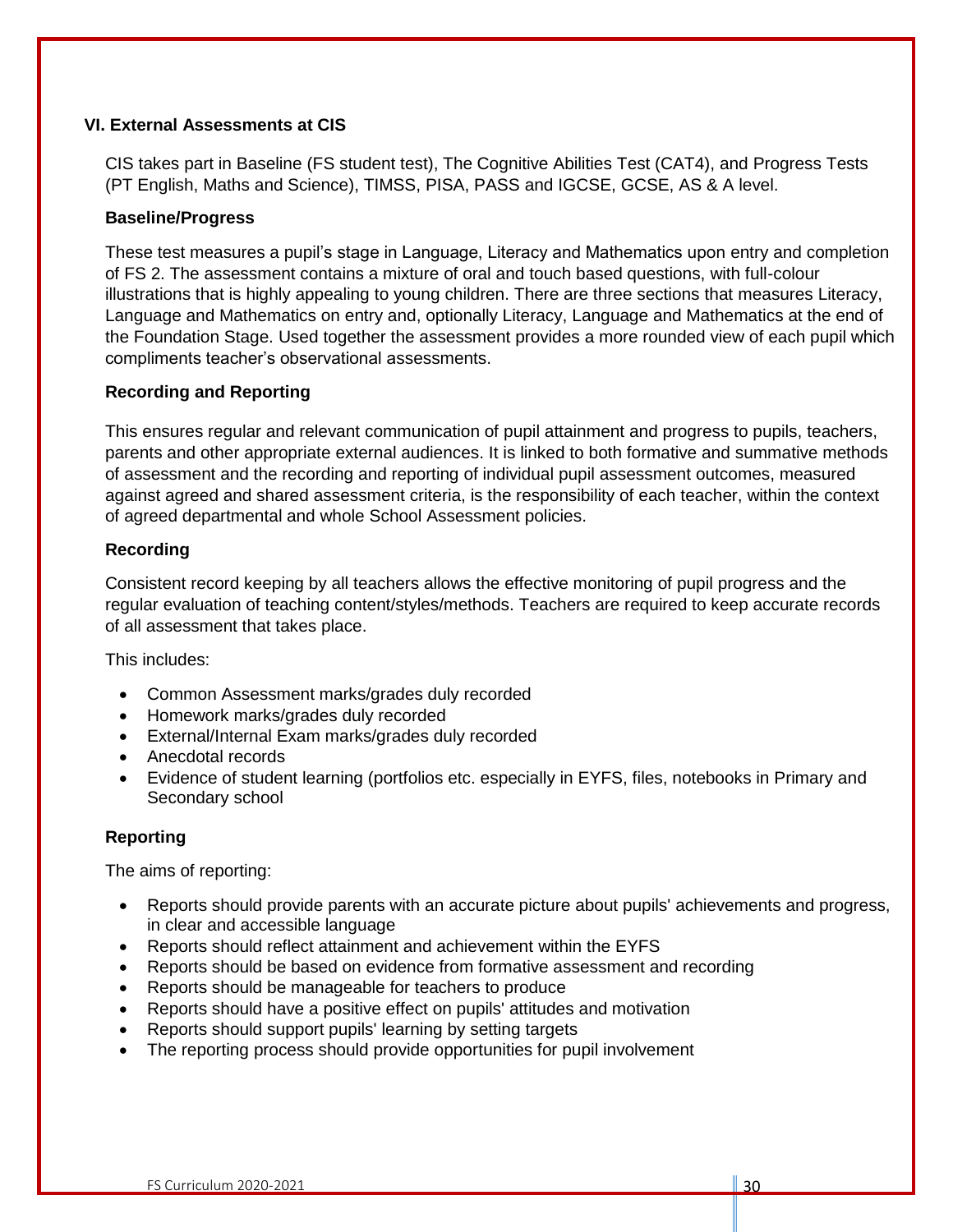## VI. External Assessments at CIS

CIS takes part in Baseline (FS student test), The Cognitive Abilities Test (CAT4), and Progress Tests (PT English, Maths and Science), TIMSS, PISA, PASS and IGCSE, GCSE, AS & A level.

### Baseline/Progress

These test measures a pupil's stage in Language, Literacy and Mathematics upon entry and completion of FS 2. The assessment contains a mixture of oral and touch based questions, with full-colour illustrations that is highly appealing to young children. There are three sections that measures Literacy, Language and Mathematics on entry and, optionally Literacy, Language and Mathematics at the end of the Foundation Stage. Used together the assessment provides a more rounded view of each pupil which compliments teacher's observational assessments.

### Recording and Reporting

This ensures regular and relevant communication of pupil attainment and progress to pupils, teachers, parents and other appropriate external audiences. It is linked to both formative and summative methods of assessment and the recording and reporting of individual pupil assessment outcomes, measured against agreed and shared assessment criteria, is the responsibility of each teacher, within the context of agreed departmental and whole School Assessment policies.

### Recording

Consistent record keeping by all teachers allows the effective monitoring of pupil progress and the regular evaluation of teaching content/styles/methods. Teachers are required to keep accurate records of all assessment that takes place.

This includes:

- Common Assessment marks/grades duly recorded
- Homework marks/grades duly recorded
- External/Internal Exam marks/grades duly recorded
- Anecdotal records
- Evidence of student learning (portfolios etc. especially in EYFS, files, notebooks in Primary and Secondary school

### Reporting

The aims of reporting:

- Reports should provide parents with an accurate picture about pupils' achievements and progress, in clear and accessible language
- Reports should reflect attainment and achievement within the EYFS
- Reports should be based on evidence from formative assessment and recording
- Reports should be manageable for teachers to produce
- Reports should have a positive effect on pupils' attitudes and motivation
- Reports should support pupils' learning by setting targets
- The reporting process should provide opportunities for pupil involvement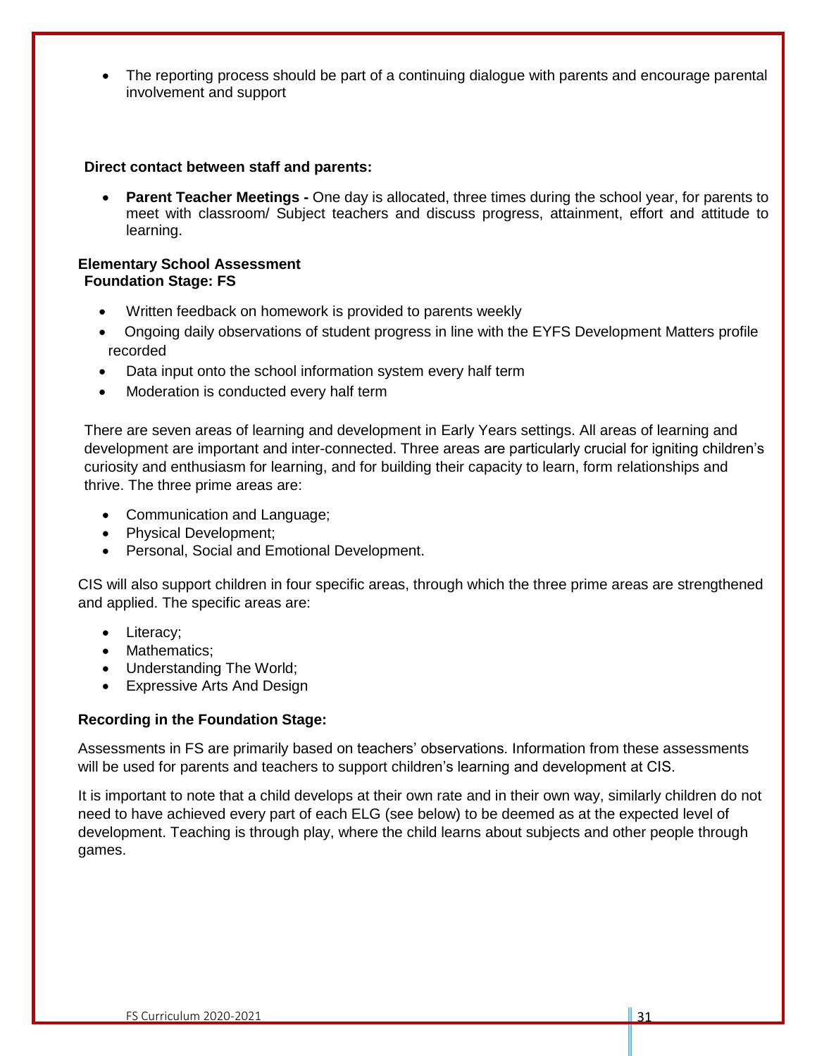- The reporting process should be part of a continuing dialogue with parents and encourage parental involvement and support

**Direct contact between staff and parents:**

- **Parent Teacher Meetings -** One day is allocated, three times during the school year, for parents to meet with classroom/ Subject teachers and discuss progress, attainment, effort and attitude to learning.

**Elementary School Assessment**
**Foundation Stage: FS**

- Written feedback on homework is provided to parents weekly
- Ongoing daily observations of student progress in line with the EYFS Development Matters profile recorded
- Data input onto the school information system every half term
- Moderation is conducted every half term

There are seven areas of learning and development in Early Years settings. All areas of learning and development are important and inter-connected. Three areas are particularly crucial for igniting children's curiosity and enthusiasm for learning, and for building their capacity to learn, form relationships and thrive. The three prime areas are:

- Communication and Language;
- Physical Development;
- Personal, Social and Emotional Development.

CIS will also support children in four specific areas, through which the three prime areas are strengthened and applied. The specific areas are:

- Literacy;
- Mathematics;
- Understanding The World;
- Expressive Arts And Design

**Recording in the Foundation Stage:**

Assessments in FS are primarily based on teachers' observations. Information from these assessments will be used for parents and teachers to support children's learning and development at CIS.

It is important to note that a child develops at their own rate and in their own way, similarly children do not need to have achieved every part of each ELG (see below) to be deemed as at the expected level of development. Teaching is through play, where the child learns about subjects and other people through games.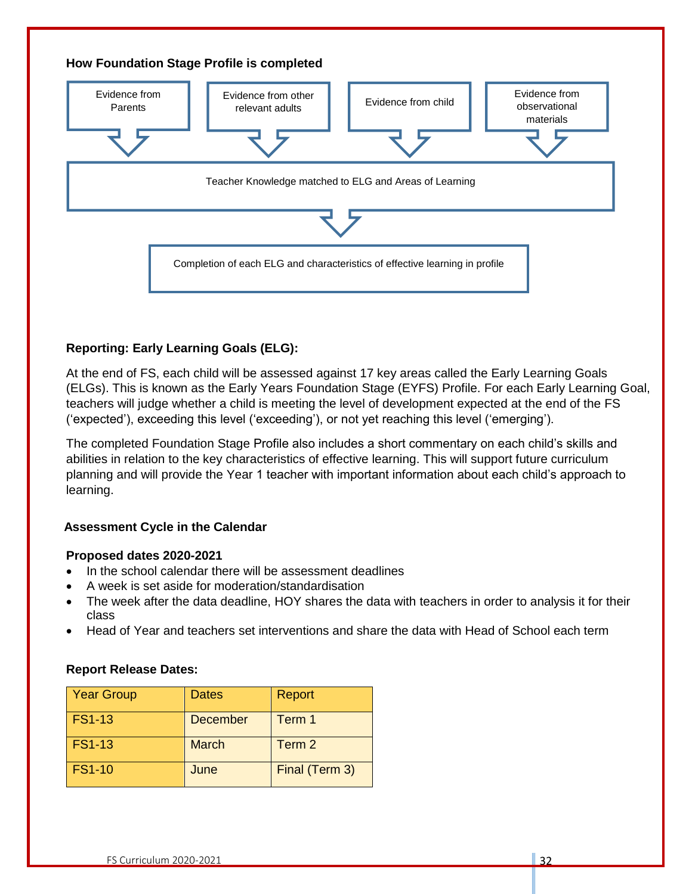### How Foundation Stage Profile is completed

Evidence from Parents → Evidence from other relevant adults → Evidence from child → Evidence from observational materials

Teacher Knowledge matched to ELG and Areas of Learning

Completion of each ELG and characteristics of effective learning in profile

### Reporting: Early Learning Goals (ELG):

At the end of FS, each child will be assessed against 17 key areas called the Early Learning Goals (ELGs). This is known as the Early Years Foundation Stage (EYFS) Profile. For each Early Learning Goal, teachers will judge whether a child is meeting the level of development expected at the end of the FS ('expected'), exceeding this level ('exceeding'), or not yet reaching this level ('emerging').

The completed Foundation Stage Profile also includes a short commentary on each child's skills and abilities in relation to the key characteristics of effective learning. This will support future curriculum planning and will provide the Year 1 teacher with important information about each child's approach to learning.

### Assessment Cycle in the Calendar

**Proposed dates 2020-2021**

- In the school calendar there will be assessment deadlines
- A week is set aside for moderation/standardisation
- The week after the data deadline, HOY shares the data with teachers in order to analysis it for their class
- Head of Year and teachers set interventions and share the data with Head of School each term

**Report Release Dates:**

| Year Group | Dates | Report |
|---|---|---|
| FS1-13 | December | Term 1 |
| FS1-13 | March | Term 2 |
| FS1-10 | June | Final (Term 3) |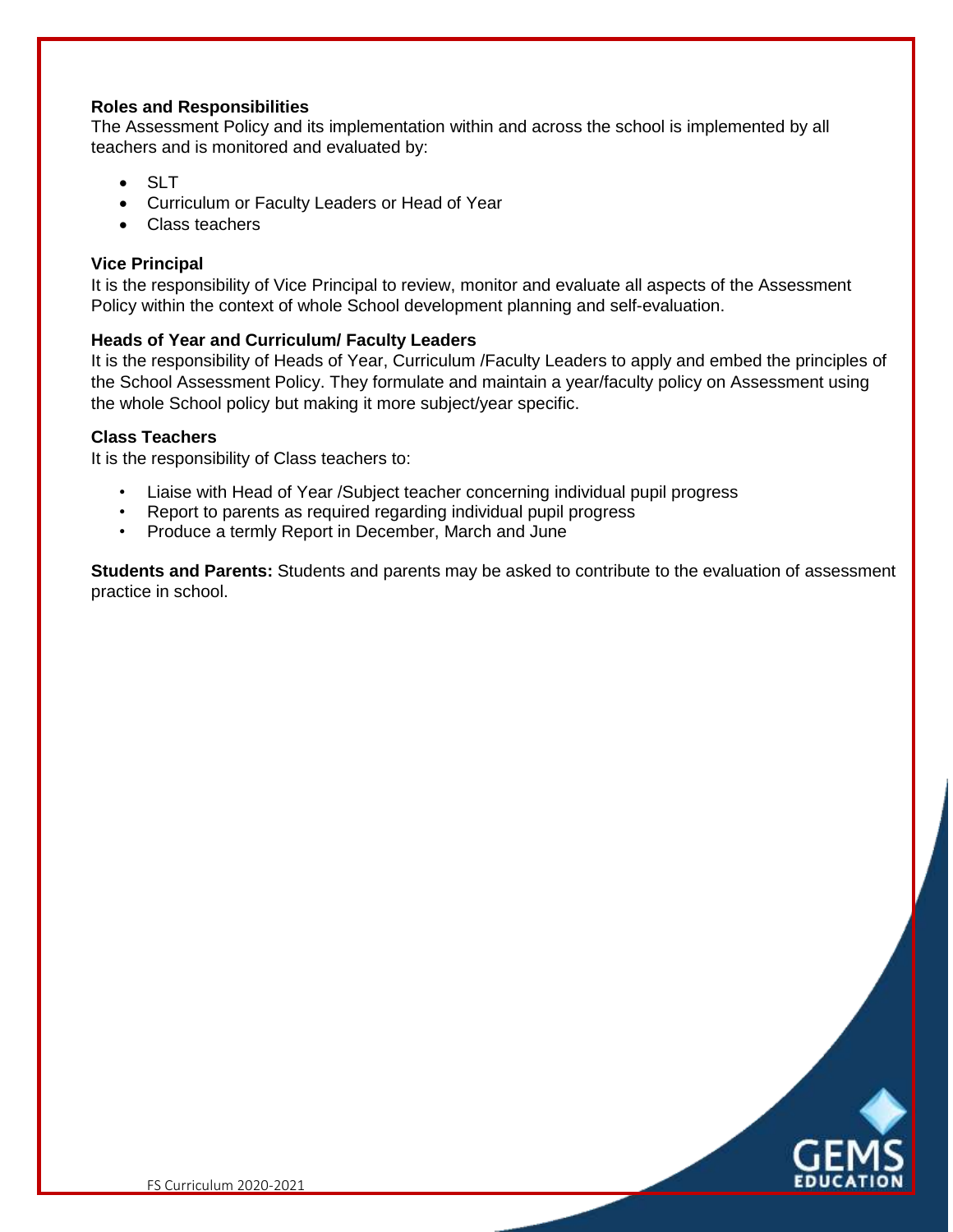**Roles and Responsibilities**

The Assessment Policy and its implementation within and across the school is implemented by all teachers and is monitored and evaluated by:

- SLT
- Curriculum or Faculty Leaders or Head of Year
- Class teachers

**Vice Principal**

It is the responsibility of Vice Principal to review, monitor and evaluate all aspects of the Assessment Policy within the context of whole School development planning and self-evaluation.

**Heads of Year and Curriculum/ Faculty Leaders**

It is the responsibility of Heads of Year, Curriculum /Faculty Leaders to apply and embed the principles of the School Assessment Policy. They formulate and maintain a year/faculty policy on Assessment using the whole School policy but making it more subject/year specific.

**Class Teachers**

It is the responsibility of Class teachers to:

- Liaise with Head of Year /Subject teacher concerning individual pupil progress
- Report to parents as required regarding individual pupil progress
- Produce a termly Report in December, March and June

**Students and Parents:** Students and parents may be asked to contribute to the evaluation of assessment practice in school.